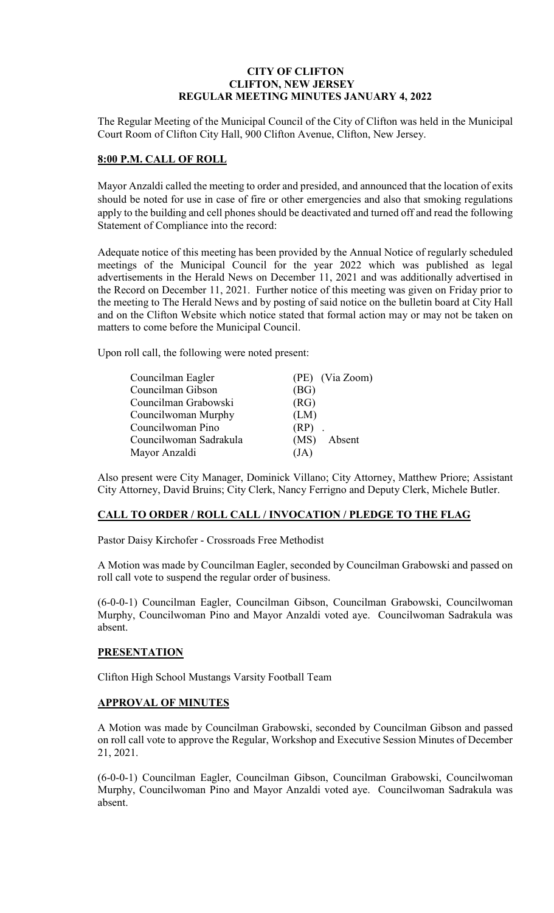# CITY OF CLIFTON
## CLIFTON, NEW JERSEY
## REGULAR MEETING MINUTES JANUARY 4, 2022

The Regular Meeting of the Municipal Council of the City of Clifton was held in the Municipal Court Room of Clifton City Hall, 900 Clifton Avenue, Clifton, New Jersey.

**8:00 P.M. CALL OF ROLL**

Mayor Anzaldi called the meeting to order and presided, and announced that the location of exits should be noted for use in case of fire or other emergencies and also that smoking regulations apply to the building and cell phones should be deactivated and turned off and read the following Statement of Compliance into the record:

Adequate notice of this meeting has been provided by the Annual Notice of regularly scheduled meetings of the Municipal Council for the year 2022 which was published as legal advertisements in the Herald News on December 11, 2021 and was additionally advertised in the Record on December 11, 2021. Further notice of this meeting was given on Friday prior to the meeting to The Herald News and by posting of said notice on the bulletin board at City Hall and on the Clifton Website which notice stated that formal action may or may not be taken on matters to come before the Municipal Council.

Upon roll call, the following were noted present:

| | | |
|---|---|---|
| Councilman Eagler | (PE) | (Via Zoom) |
| Councilman Gibson | (BG) | |
| Councilman Grabowski | (RG) | |
| Councilwoman Murphy | (LM) | |
| Councilwoman Pino | (RP) | . |
| Councilwoman Sadrakula | (MS) | Absent |
| Mayor Anzaldi | (JA) | |

Also present were City Manager, Dominick Villano; City Attorney, Matthew Priore; Assistant City Attorney, David Bruins; City Clerk, Nancy Ferrigno and Deputy Clerk, Michele Butler.

**CALL TO ORDER / ROLL CALL / INVOCATION / PLEDGE TO THE FLAG**

Pastor Daisy Kirchofer - Crossroads Free Methodist

A Motion was made by Councilman Eagler, seconded by Councilman Grabowski and passed on roll call vote to suspend the regular order of business.

(6-0-0-1) Councilman Eagler, Councilman Gibson, Councilman Grabowski, Councilwoman Murphy, Councilwoman Pino and Mayor Anzaldi voted aye. Councilwoman Sadrakula was absent.

**PRESENTATION**

Clifton High School Mustangs Varsity Football Team

**APPROVAL OF MINUTES**

A Motion was made by Councilman Grabowski, seconded by Councilman Gibson and passed on roll call vote to approve the Regular, Workshop and Executive Session Minutes of December 21, 2021.

(6-0-0-1) Councilman Eagler, Councilman Gibson, Councilman Grabowski, Councilwoman Murphy, Councilwoman Pino and Mayor Anzaldi voted aye. Councilwoman Sadrakula was absent.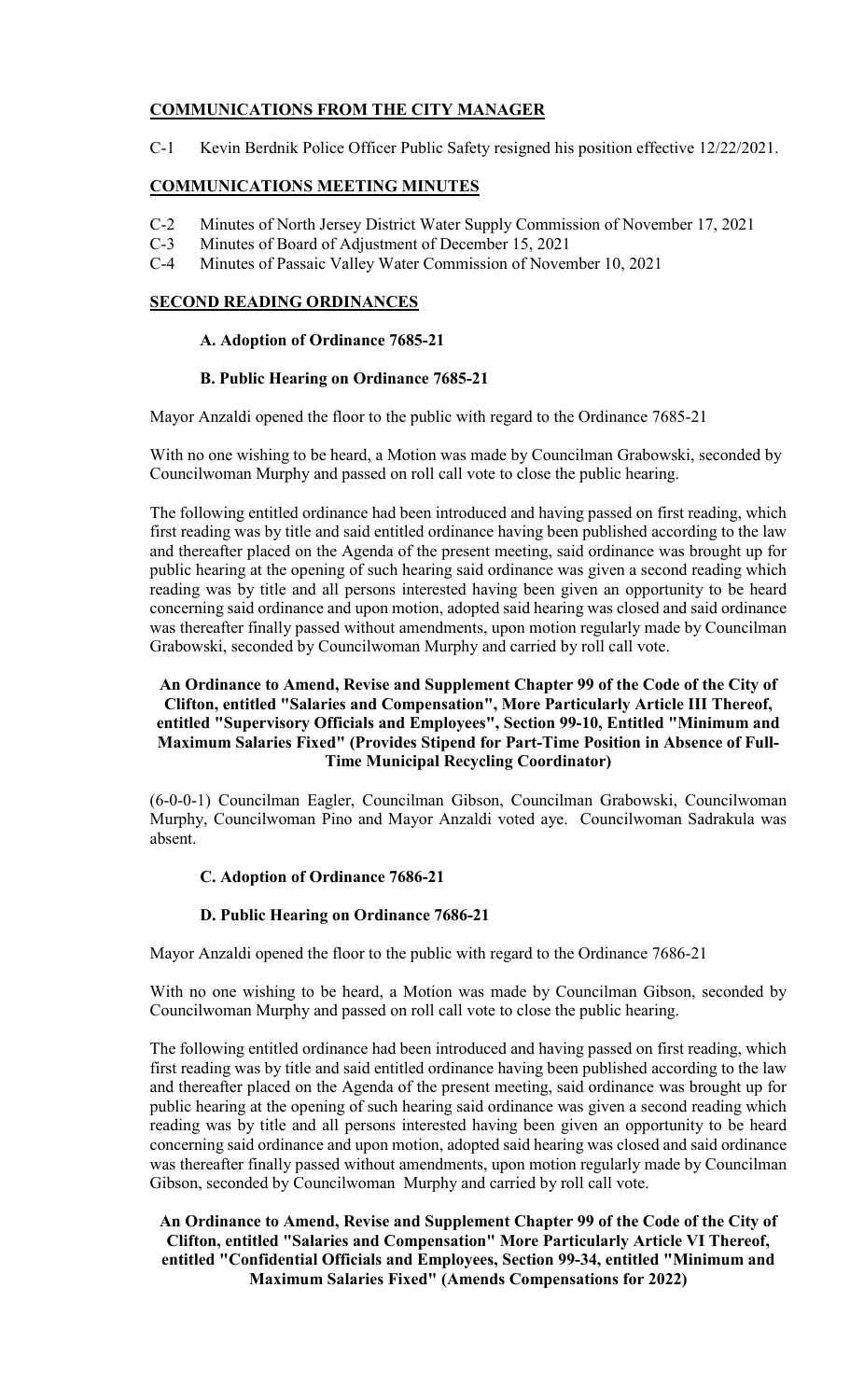## COMMUNICATIONS FROM THE CITY MANAGER

C-1 Kevin Berdnik Police Officer Public Safety resigned his position effective 12/22/2021.

## COMMUNICATIONS MEETING MINUTES

C-2 Minutes of North Jersey District Water Supply Commission of November 17, 2021
C-3 Minutes of Board of Adjustment of December 15, 2021
C-4 Minutes of Passaic Valley Water Commission of November 10, 2021

## SECOND READING ORDINANCES

### A. Adoption of Ordinance 7685-21

### B. Public Hearing on Ordinance 7685-21

Mayor Anzaldi opened the floor to the public with regard to the Ordinance 7685-21

With no one wishing to be heard, a Motion was made by Councilman Grabowski, seconded by Councilwoman Murphy and passed on roll call vote to close the public hearing.

The following entitled ordinance had been introduced and having passed on first reading, which first reading was by title and said entitled ordinance having been published according to the law and thereafter placed on the Agenda of the present meeting, said ordinance was brought up for public hearing at the opening of such hearing said ordinance was given a second reading which reading was by title and all persons interested having been given an opportunity to be heard concerning said ordinance and upon motion, adopted said hearing was closed and said ordinance was thereafter finally passed without amendments, upon motion regularly made by Councilman Grabowski, seconded by Councilwoman Murphy and carried by roll call vote.

**An Ordinance to Amend, Revise and Supplement Chapter 99 of the Code of the City of Clifton, entitled "Salaries and Compensation", More Particularly Article III Thereof, entitled "Supervisory Officials and Employees", Section 99-10, Entitled "Minimum and Maximum Salaries Fixed" (Provides Stipend for Part-Time Position in Absence of Full-Time Municipal Recycling Coordinator)**

(6-0-0-1) Councilman Eagler, Councilman Gibson, Councilman Grabowski, Councilwoman Murphy, Councilwoman Pino and Mayor Anzaldi voted aye. Councilwoman Sadrakula was absent.

### C. Adoption of Ordinance 7686-21

### D. Public Hearing on Ordinance 7686-21

Mayor Anzaldi opened the floor to the public with regard to the Ordinance 7686-21

With no one wishing to be heard, a Motion was made by Councilman Gibson, seconded by Councilwoman Murphy and passed on roll call vote to close the public hearing.

The following entitled ordinance had been introduced and having passed on first reading, which first reading was by title and said entitled ordinance having been published according to the law and thereafter placed on the Agenda of the present meeting, said ordinance was brought up for public hearing at the opening of such hearing said ordinance was given a second reading which reading was by title and all persons interested having been given an opportunity to be heard concerning said ordinance and upon motion, adopted said hearing was closed and said ordinance was thereafter finally passed without amendments, upon motion regularly made by Councilman Gibson, seconded by Councilwoman Murphy and carried by roll call vote.

**An Ordinance to Amend, Revise and Supplement Chapter 99 of the Code of the City of Clifton, entitled "Salaries and Compensation" More Particularly Article VI Thereof, entitled "Confidential Officials and Employees, Section 99-34, entitled "Minimum and Maximum Salaries Fixed" (Amends Compensations for 2022)**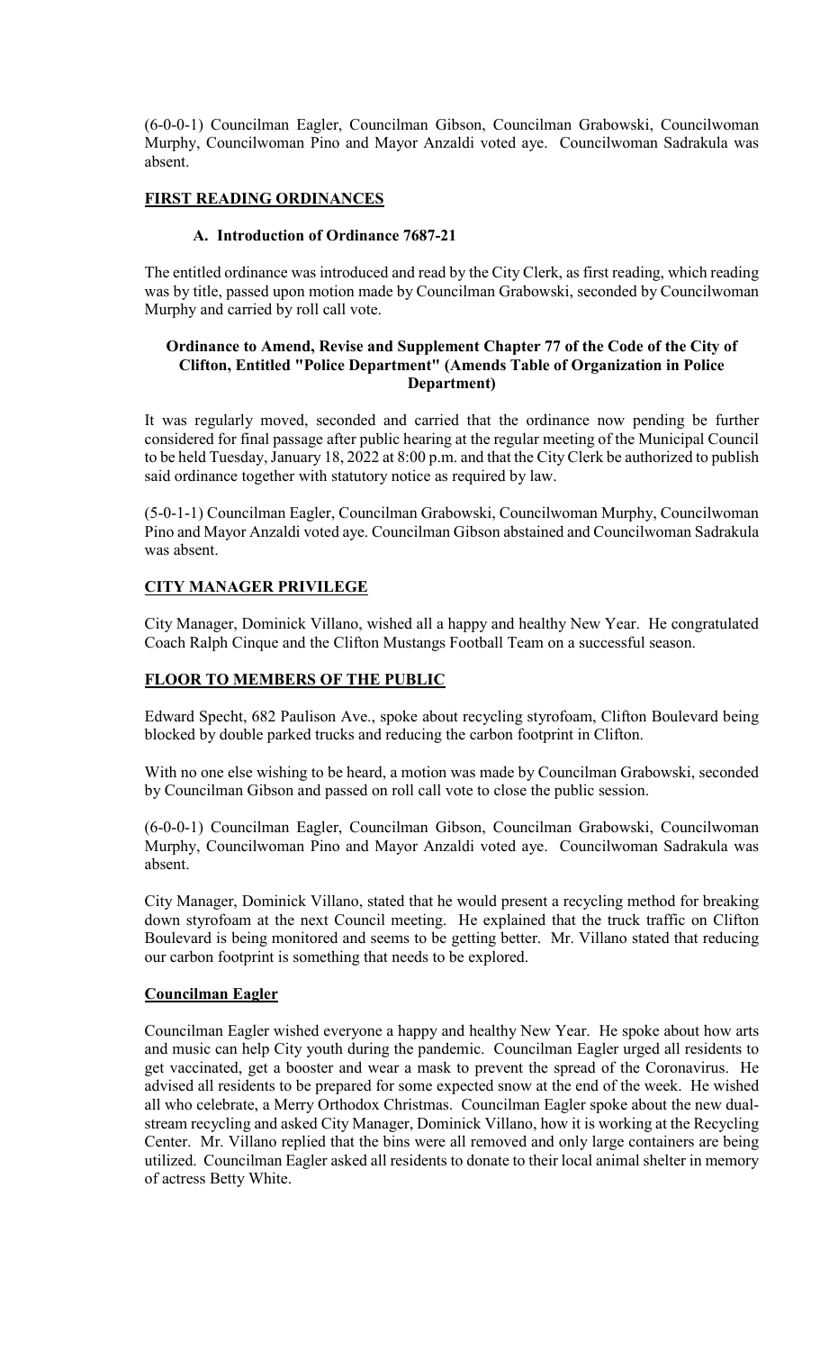(6-0-0-1) Councilman Eagler, Councilman Gibson, Councilman Grabowski, Councilwoman Murphy, Councilwoman Pino and Mayor Anzaldi voted aye. Councilwoman Sadrakula was absent.

## FIRST READING ORDINANCES

### A. Introduction of Ordinance 7687-21

The entitled ordinance was introduced and read by the City Clerk, as first reading, which reading was by title, passed upon motion made by Councilman Grabowski, seconded by Councilwoman Murphy and carried by roll call vote.

**Ordinance to Amend, Revise and Supplement Chapter 77 of the Code of the City of Clifton, Entitled "Police Department" (Amends Table of Organization in Police Department)**

It was regularly moved, seconded and carried that the ordinance now pending be further considered for final passage after public hearing at the regular meeting of the Municipal Council to be held Tuesday, January 18, 2022 at 8:00 p.m. and that the City Clerk be authorized to publish said ordinance together with statutory notice as required by law.

(5-0-1-1) Councilman Eagler, Councilman Grabowski, Councilwoman Murphy, Councilwoman Pino and Mayor Anzaldi voted aye. Councilman Gibson abstained and Councilwoman Sadrakula was absent.

## CITY MANAGER PRIVILEGE

City Manager, Dominick Villano, wished all a happy and healthy New Year. He congratulated Coach Ralph Cinque and the Clifton Mustangs Football Team on a successful season.

## FLOOR TO MEMBERS OF THE PUBLIC

Edward Specht, 682 Paulison Ave., spoke about recycling styrofoam, Clifton Boulevard being blocked by double parked trucks and reducing the carbon footprint in Clifton.

With no one else wishing to be heard, a motion was made by Councilman Grabowski, seconded by Councilman Gibson and passed on roll call vote to close the public session.

(6-0-0-1) Councilman Eagler, Councilman Gibson, Councilman Grabowski, Councilwoman Murphy, Councilwoman Pino and Mayor Anzaldi voted aye. Councilwoman Sadrakula was absent.

City Manager, Dominick Villano, stated that he would present a recycling method for breaking down styrofoam at the next Council meeting. He explained that the truck traffic on Clifton Boulevard is being monitored and seems to be getting better. Mr. Villano stated that reducing our carbon footprint is something that needs to be explored.

## Councilman Eagler

Councilman Eagler wished everyone a happy and healthy New Year. He spoke about how arts and music can help City youth during the pandemic. Councilman Eagler urged all residents to get vaccinated, get a booster and wear a mask to prevent the spread of the Coronavirus. He advised all residents to be prepared for some expected snow at the end of the week. He wished all who celebrate, a Merry Orthodox Christmas. Councilman Eagler spoke about the new dual-stream recycling and asked City Manager, Dominick Villano, how it is working at the Recycling Center. Mr. Villano replied that the bins were all removed and only large containers are being utilized. Councilman Eagler asked all residents to donate to their local animal shelter in memory of actress Betty White.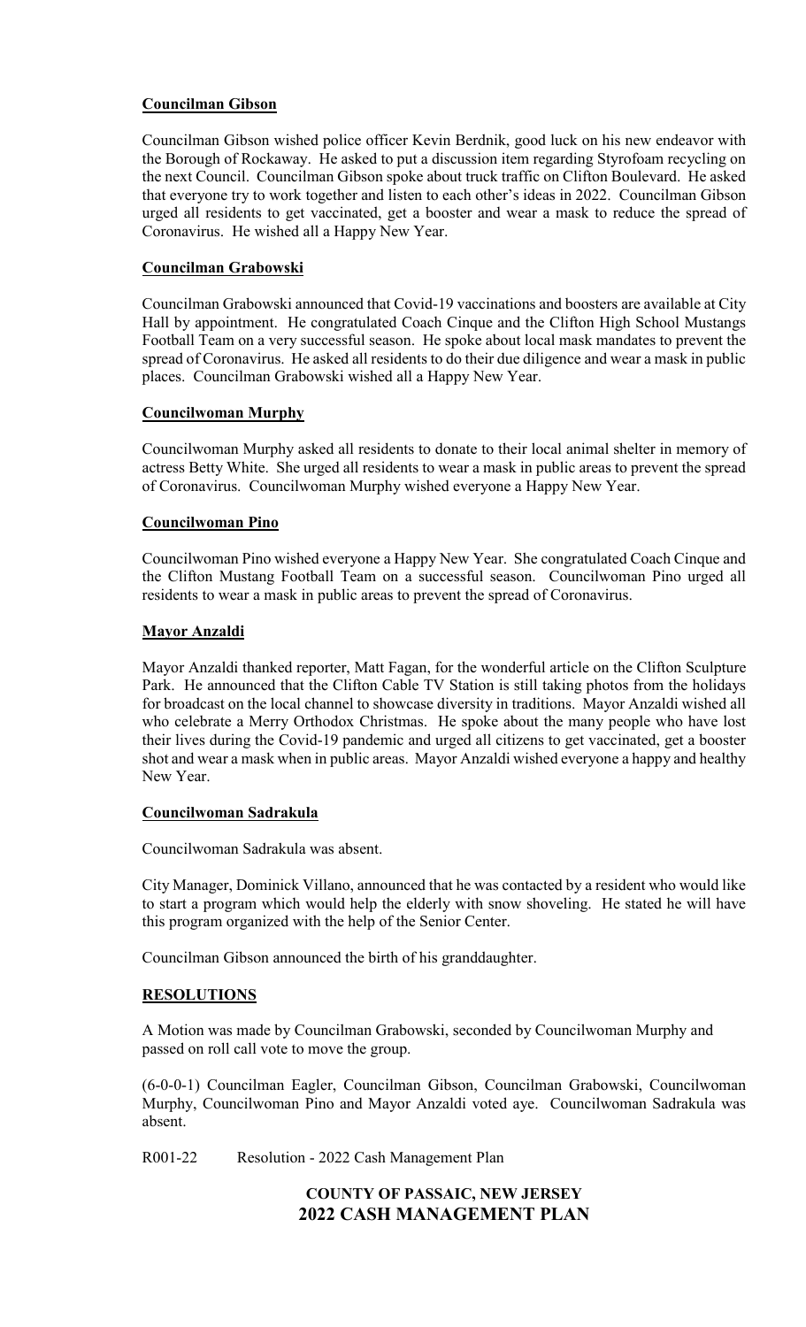**Councilman Gibson**

Councilman Gibson wished police officer Kevin Berdnik, good luck on his new endeavor with the Borough of Rockaway. He asked to put a discussion item regarding Styrofoam recycling on the next Council. Councilman Gibson spoke about truck traffic on Clifton Boulevard. He asked that everyone try to work together and listen to each other's ideas in 2022. Councilman Gibson urged all residents to get vaccinated, get a booster and wear a mask to reduce the spread of Coronavirus. He wished all a Happy New Year.

**Councilman Grabowski**

Councilman Grabowski announced that Covid-19 vaccinations and boosters are available at City Hall by appointment. He congratulated Coach Cinque and the Clifton High School Mustangs Football Team on a very successful season. He spoke about local mask mandates to prevent the spread of Coronavirus. He asked all residents to do their due diligence and wear a mask in public places. Councilman Grabowski wished all a Happy New Year.

**Councilwoman Murphy**

Councilwoman Murphy asked all residents to donate to their local animal shelter in memory of actress Betty White. She urged all residents to wear a mask in public areas to prevent the spread of Coronavirus. Councilwoman Murphy wished everyone a Happy New Year.

**Councilwoman Pino**

Councilwoman Pino wished everyone a Happy New Year. She congratulated Coach Cinque and the Clifton Mustang Football Team on a successful season. Councilwoman Pino urged all residents to wear a mask in public areas to prevent the spread of Coronavirus.

**Mayor Anzaldi**

Mayor Anzaldi thanked reporter, Matt Fagan, for the wonderful article on the Clifton Sculpture Park. He announced that the Clifton Cable TV Station is still taking photos from the holidays for broadcast on the local channel to showcase diversity in traditions. Mayor Anzaldi wished all who celebrate a Merry Orthodox Christmas. He spoke about the many people who have lost their lives during the Covid-19 pandemic and urged all citizens to get vaccinated, get a booster shot and wear a mask when in public areas. Mayor Anzaldi wished everyone a happy and healthy New Year.

**Councilwoman Sadrakula**

Councilwoman Sadrakula was absent.

City Manager, Dominick Villano, announced that he was contacted by a resident who would like to start a program which would help the elderly with snow shoveling. He stated he will have this program organized with the help of the Senior Center.

Councilman Gibson announced the birth of his granddaughter.

**RESOLUTIONS**

A Motion was made by Councilman Grabowski, seconded by Councilwoman Murphy and passed on roll call vote to move the group.

(6-0-0-1) Councilman Eagler, Councilman Gibson, Councilman Grabowski, Councilwoman Murphy, Councilwoman Pino and Mayor Anzaldi voted aye. Councilwoman Sadrakula was absent.

R001-22 Resolution - 2022 Cash Management Plan

**COUNTY OF PASSAIC, NEW JERSEY**
**2022 CASH MANAGEMENT PLAN**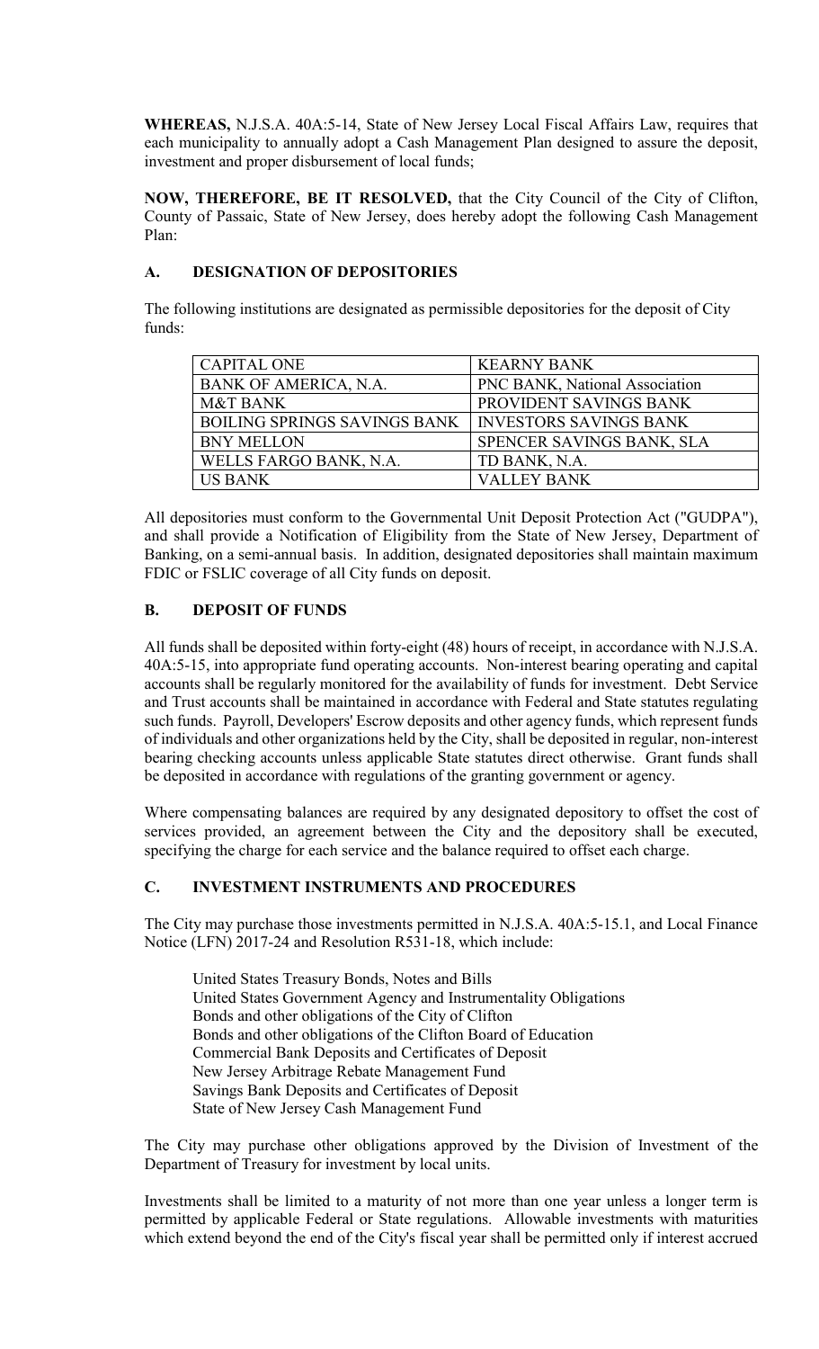**WHEREAS,** N.J.S.A. 40A:5-14, State of New Jersey Local Fiscal Affairs Law, requires that each municipality to annually adopt a Cash Management Plan designed to assure the deposit, investment and proper disbursement of local funds;

**NOW, THEREFORE, BE IT RESOLVED,** that the City Council of the City of Clifton, County of Passaic, State of New Jersey, does hereby adopt the following Cash Management Plan:

## A. DESIGNATION OF DEPOSITORIES

The following institutions are designated as permissible depositories for the deposit of City funds:

| | |
|---|---|
| CAPITAL ONE | KEARNY BANK |
| BANK OF AMERICA, N.A. | PNC BANK, National Association |
| M&T BANK | PROVIDENT SAVINGS BANK |
| BOILING SPRINGS SAVINGS BANK | INVESTORS SAVINGS BANK |
| BNY MELLON | SPENCER SAVINGS BANK, SLA |
| WELLS FARGO BANK, N.A. | TD BANK, N.A. |
| US BANK | VALLEY BANK |

All depositories must conform to the Governmental Unit Deposit Protection Act ("GUDPA"), and shall provide a Notification of Eligibility from the State of New Jersey, Department of Banking, on a semi-annual basis. In addition, designated depositories shall maintain maximum FDIC or FSLIC coverage of all City funds on deposit.

## B. DEPOSIT OF FUNDS

All funds shall be deposited within forty-eight (48) hours of receipt, in accordance with N.J.S.A. 40A:5-15, into appropriate fund operating accounts. Non-interest bearing operating and capital accounts shall be regularly monitored for the availability of funds for investment. Debt Service and Trust accounts shall be maintained in accordance with Federal and State statutes regulating such funds. Payroll, Developers' Escrow deposits and other agency funds, which represent funds of individuals and other organizations held by the City, shall be deposited in regular, non-interest bearing checking accounts unless applicable State statutes direct otherwise. Grant funds shall be deposited in accordance with regulations of the granting government or agency.

Where compensating balances are required by any designated depository to offset the cost of services provided, an agreement between the City and the depository shall be executed, specifying the charge for each service and the balance required to offset each charge.

## C. INVESTMENT INSTRUMENTS AND PROCEDURES

The City may purchase those investments permitted in N.J.S.A. 40A:5-15.1, and Local Finance Notice (LFN) 2017-24 and Resolution R531-18, which include:

United States Treasury Bonds, Notes and Bills
United States Government Agency and Instrumentality Obligations
Bonds and other obligations of the City of Clifton
Bonds and other obligations of the Clifton Board of Education
Commercial Bank Deposits and Certificates of Deposit
New Jersey Arbitrage Rebate Management Fund
Savings Bank Deposits and Certificates of Deposit
State of New Jersey Cash Management Fund

The City may purchase other obligations approved by the Division of Investment of the Department of Treasury for investment by local units.

Investments shall be limited to a maturity of not more than one year unless a longer term is permitted by applicable Federal or State regulations. Allowable investments with maturities which extend beyond the end of the City's fiscal year shall be permitted only if interest accrued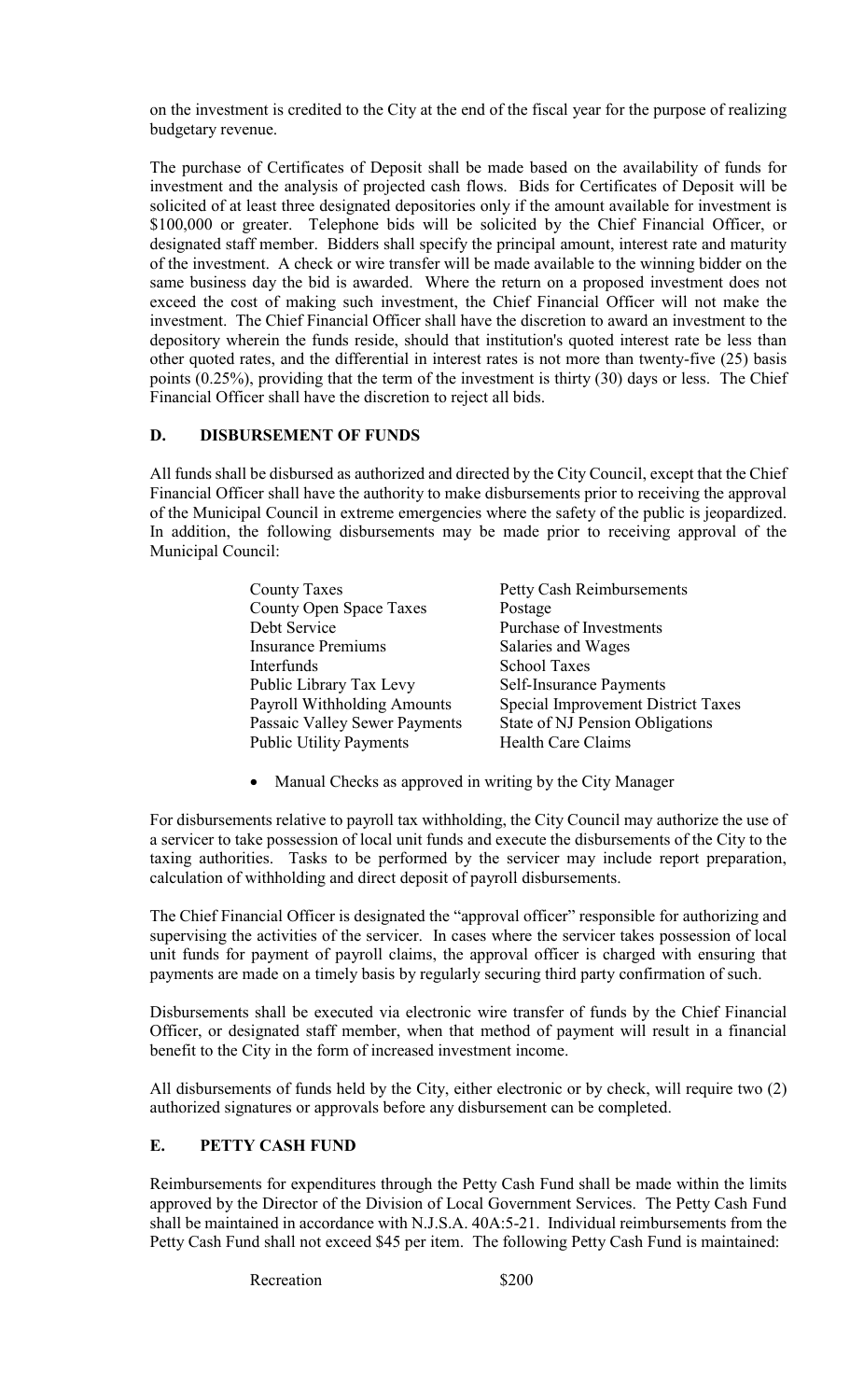on the investment is credited to the City at the end of the fiscal year for the purpose of realizing budgetary revenue.

The purchase of Certificates of Deposit shall be made based on the availability of funds for investment and the analysis of projected cash flows. Bids for Certificates of Deposit will be solicited of at least three designated depositories only if the amount available for investment is $100,000 or greater. Telephone bids will be solicited by the Chief Financial Officer, or designated staff member. Bidders shall specify the principal amount, interest rate and maturity of the investment. A check or wire transfer will be made available to the winning bidder on the same business day the bid is awarded. Where the return on a proposed investment does not exceed the cost of making such investment, the Chief Financial Officer will not make the investment. The Chief Financial Officer shall have the discretion to award an investment to the depository wherein the funds reside, should that institution's quoted interest rate be less than other quoted rates, and the differential in interest rates is not more than twenty-five (25) basis points (0.25%), providing that the term of the investment is thirty (30) days or less. The Chief Financial Officer shall have the discretion to reject all bids.

## D. DISBURSEMENT OF FUNDS

All funds shall be disbursed as authorized and directed by the City Council, except that the Chief Financial Officer shall have the authority to make disbursements prior to receiving the approval of the Municipal Council in extreme emergencies where the safety of the public is jeopardized. In addition, the following disbursements may be made prior to receiving approval of the Municipal Council:

| | |
|---|---|
| County Taxes | Petty Cash Reimbursements |
| County Open Space Taxes | Postage |
| Debt Service | Purchase of Investments |
| Insurance Premiums | Salaries and Wages |
| Interfunds | School Taxes |
| Public Library Tax Levy | Self-Insurance Payments |
| Payroll Withholding Amounts | Special Improvement District Taxes |
| Passaic Valley Sewer Payments | State of NJ Pension Obligations |
| Public Utility Payments | Health Care Claims |

- Manual Checks as approved in writing by the City Manager

For disbursements relative to payroll tax withholding, the City Council may authorize the use of a servicer to take possession of local unit funds and execute the disbursements of the City to the taxing authorities. Tasks to be performed by the servicer may include report preparation, calculation of withholding and direct deposit of payroll disbursements.

The Chief Financial Officer is designated the "approval officer" responsible for authorizing and supervising the activities of the servicer. In cases where the servicer takes possession of local unit funds for payment of payroll claims, the approval officer is charged with ensuring that payments are made on a timely basis by regularly securing third party confirmation of such.

Disbursements shall be executed via electronic wire transfer of funds by the Chief Financial Officer, or designated staff member, when that method of payment will result in a financial benefit to the City in the form of increased investment income.

All disbursements of funds held by the City, either electronic or by check, will require two (2) authorized signatures or approvals before any disbursement can be completed.

## E. PETTY CASH FUND

Reimbursements for expenditures through the Petty Cash Fund shall be made within the limits approved by the Director of the Division of Local Government Services. The Petty Cash Fund shall be maintained in accordance with N.J.S.A. 40A:5-21. Individual reimbursements from the Petty Cash Fund shall not exceed $45 per item. The following Petty Cash Fund is maintained:

| | |
|---|---|
| Recreation | $200 |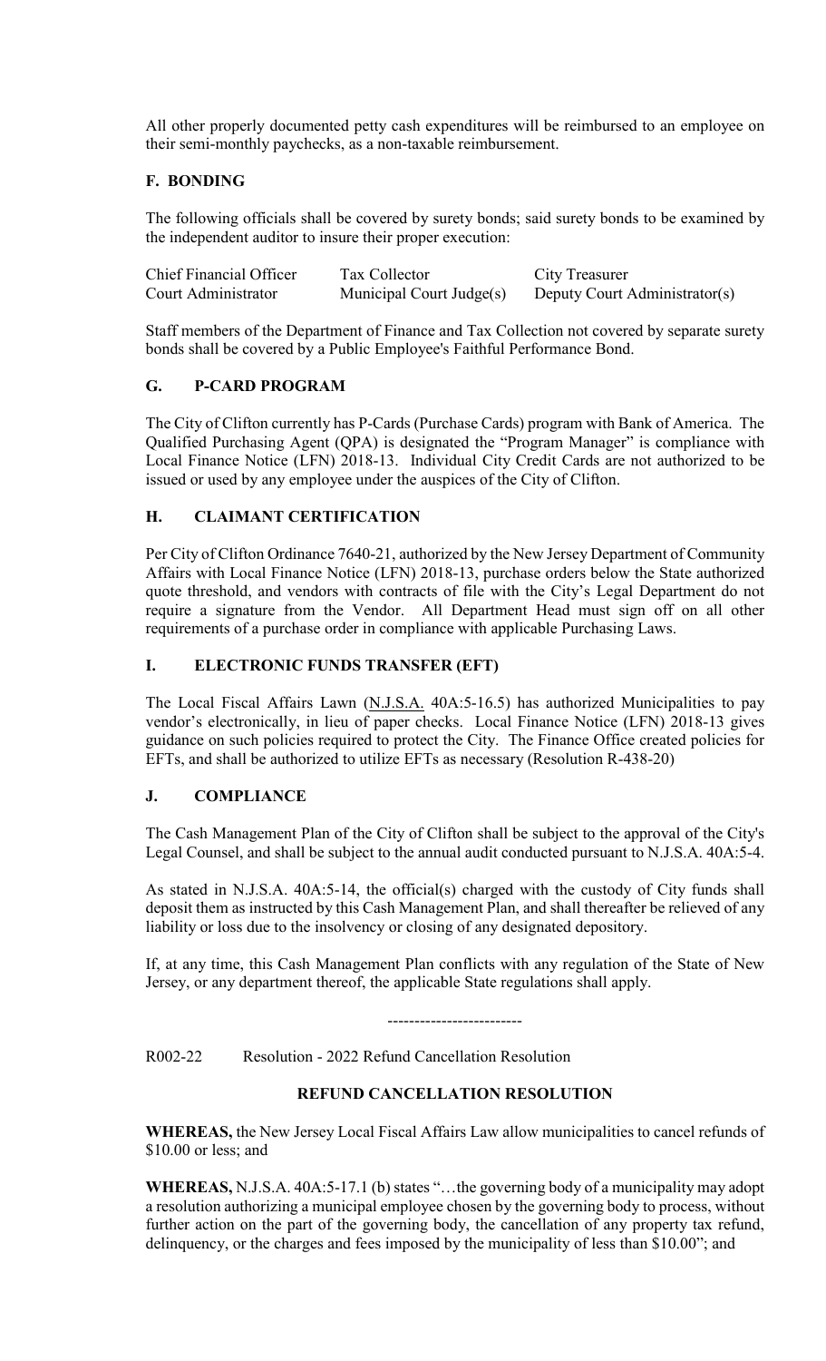All other properly documented petty cash expenditures will be reimbursed to an employee on their semi-monthly paychecks, as a non-taxable reimbursement.

### F. BONDING

The following officials shall be covered by surety bonds; said surety bonds to be examined by the independent auditor to insure their proper execution:

| | | |
|---|---|---|
| Chief Financial Officer | Tax Collector | City Treasurer |
| Court Administrator | Municipal Court Judge(s) | Deputy Court Administrator(s) |

Staff members of the Department of Finance and Tax Collection not covered by separate surety bonds shall be covered by a Public Employee's Faithful Performance Bond.

### G. P-CARD PROGRAM

The City of Clifton currently has P-Cards (Purchase Cards) program with Bank of America. The Qualified Purchasing Agent (QPA) is designated the "Program Manager" is compliance with Local Finance Notice (LFN) 2018-13. Individual City Credit Cards are not authorized to be issued or used by any employee under the auspices of the City of Clifton.

### H. CLAIMANT CERTIFICATION

Per City of Clifton Ordinance 7640-21, authorized by the New Jersey Department of Community Affairs with Local Finance Notice (LFN) 2018-13, purchase orders below the State authorized quote threshold, and vendors with contracts of file with the City's Legal Department do not require a signature from the Vendor. All Department Head must sign off on all other requirements of a purchase order in compliance with applicable Purchasing Laws.

### I. ELECTRONIC FUNDS TRANSFER (EFT)

The Local Fiscal Affairs Lawn (N.J.S.A. 40A:5-16.5) has authorized Municipalities to pay vendor's electronically, in lieu of paper checks. Local Finance Notice (LFN) 2018-13 gives guidance on such policies required to protect the City. The Finance Office created policies for EFTs, and shall be authorized to utilize EFTs as necessary (Resolution R-438-20)

### J. COMPLIANCE

The Cash Management Plan of the City of Clifton shall be subject to the approval of the City's Legal Counsel, and shall be subject to the annual audit conducted pursuant to N.J.S.A. 40A:5-4.

As stated in N.J.S.A. 40A:5-14, the official(s) charged with the custody of City funds shall deposit them as instructed by this Cash Management Plan, and shall thereafter be relieved of any liability or loss due to the insolvency or closing of any designated depository.

If, at any time, this Cash Management Plan conflicts with any regulation of the State of New Jersey, or any department thereof, the applicable State regulations shall apply.

-------------------------

R002-22 Resolution - 2022 Refund Cancellation Resolution

**REFUND CANCELLATION RESOLUTION**

**WHEREAS,** the New Jersey Local Fiscal Affairs Law allow municipalities to cancel refunds of $10.00 or less; and

**WHEREAS,** N.J.S.A. 40A:5-17.1 (b) states "…the governing body of a municipality may adopt a resolution authorizing a municipal employee chosen by the governing body to process, without further action on the part of the governing body, the cancellation of any property tax refund, delinquency, or the charges and fees imposed by the municipality of less than $10.00"; and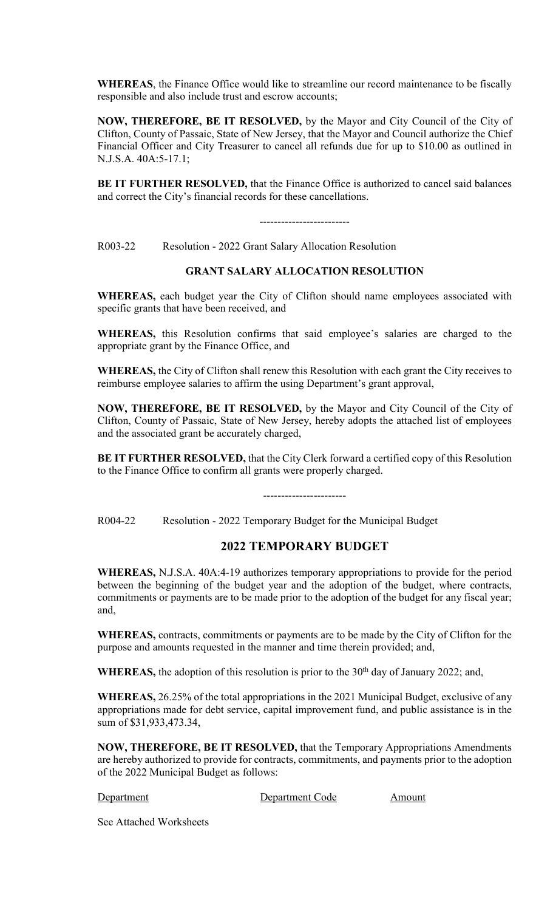**WHEREAS**, the Finance Office would like to streamline our record maintenance to be fiscally responsible and also include trust and escrow accounts;

**NOW, THEREFORE, BE IT RESOLVED,** by the Mayor and City Council of the City of Clifton, County of Passaic, State of New Jersey, that the Mayor and Council authorize the Chief Financial Officer and City Treasurer to cancel all refunds due for up to $10.00 as outlined in N.J.S.A. 40A:5-17.1;

**BE IT FURTHER RESOLVED,** that the Finance Office is authorized to cancel said balances and correct the City's financial records for these cancellations.

-------------------------

R003-22 Resolution - 2022 Grant Salary Allocation Resolution

**GRANT SALARY ALLOCATION RESOLUTION**

**WHEREAS,** each budget year the City of Clifton should name employees associated with specific grants that have been received, and

**WHEREAS,** this Resolution confirms that said employee's salaries are charged to the appropriate grant by the Finance Office, and

**WHEREAS,** the City of Clifton shall renew this Resolution with each grant the City receives to reimburse employee salaries to affirm the using Department's grant approval,

**NOW, THEREFORE, BE IT RESOLVED,** by the Mayor and City Council of the City of Clifton, County of Passaic, State of New Jersey, hereby adopts the attached list of employees and the associated grant be accurately charged,

**BE IT FURTHER RESOLVED,** that the City Clerk forward a certified copy of this Resolution to the Finance Office to confirm all grants were properly charged.

-----------------------

R004-22 Resolution - 2022 Temporary Budget for the Municipal Budget

## 2022 TEMPORARY BUDGET

**WHEREAS,** N.J.S.A. 40A:4-19 authorizes temporary appropriations to provide for the period between the beginning of the budget year and the adoption of the budget, where contracts, commitments or payments are to be made prior to the adoption of the budget for any fiscal year; and,

**WHEREAS,** contracts, commitments or payments are to be made by the City of Clifton for the purpose and amounts requested in the manner and time therein provided; and,

**WHEREAS,** the adoption of this resolution is prior to the 30th day of January 2022; and,

**WHEREAS,** 26.25% of the total appropriations in the 2021 Municipal Budget, exclusive of any appropriations made for debt service, capital improvement fund, and public assistance is in the sum of $31,933,473.34,

**NOW, THEREFORE, BE IT RESOLVED,** that the Temporary Appropriations Amendments are hereby authorized to provide for contracts, commitments, and payments prior to the adoption of the 2022 Municipal Budget as follows:

| Department | Department Code | Amount |
|---|---|---|

See Attached Worksheets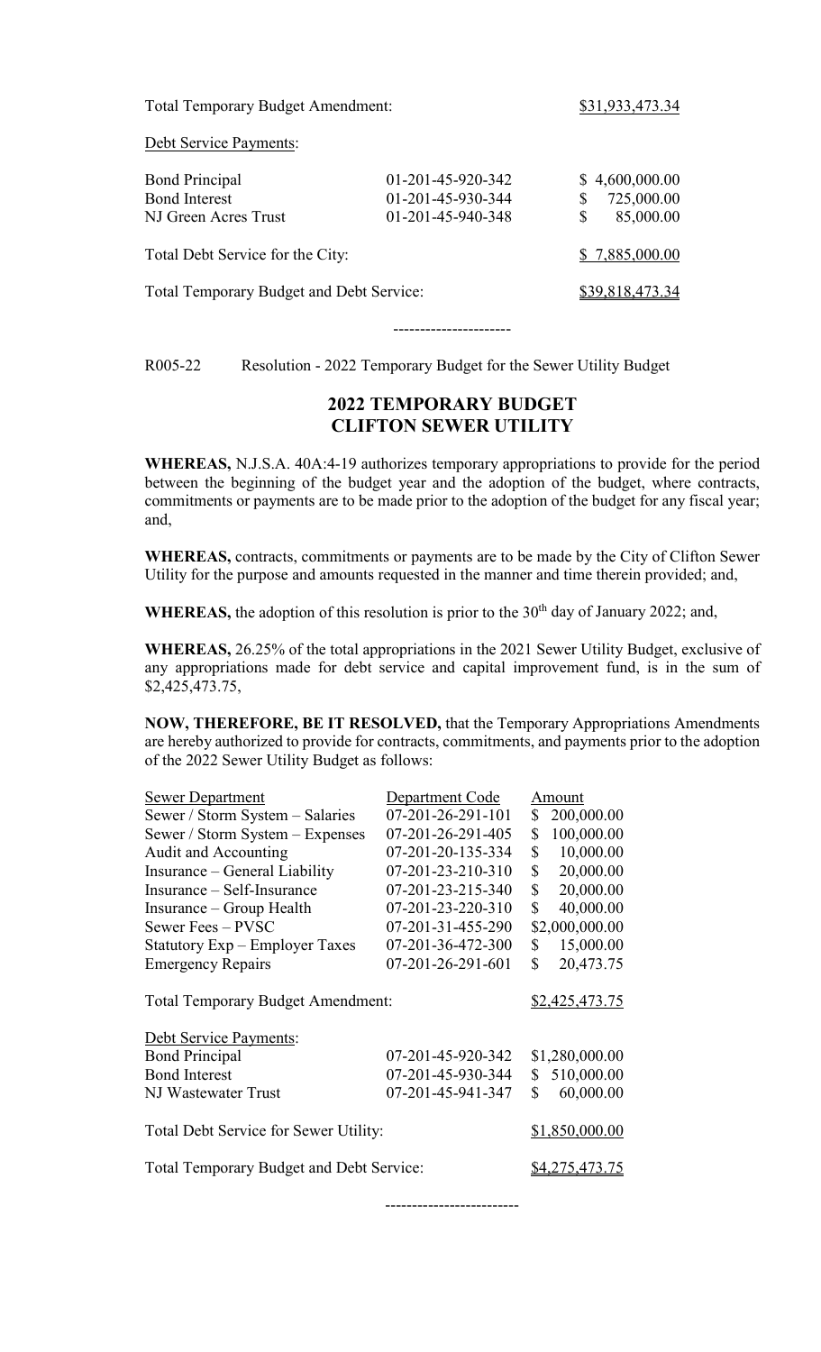| | | |
|---|---|---|
| Total Temporary Budget Amendment: | | $31,933,473.34 |
| Debt Service Payments: | | |
| Bond Principal | 01-201-45-920-342 | $ 4,600,000.00 |
| Bond Interest | 01-201-45-930-344 | $ 725,000.00 |
| NJ Green Acres Trust | 01-201-45-940-348 | $ 85,000.00 |
| Total Debt Service for the City: | | $ 7,885,000.00 |
| Total Temporary Budget and Debt Service: | | $39,818,473.34 |

----------------------

R005-22 Resolution - 2022 Temporary Budget for the Sewer Utility Budget

## 2022 TEMPORARY BUDGET
## CLIFTON SEWER UTILITY

**WHEREAS,** N.J.S.A. 40A:4-19 authorizes temporary appropriations to provide for the period between the beginning of the budget year and the adoption of the budget, where contracts, commitments or payments are to be made prior to the adoption of the budget for any fiscal year; and,

**WHEREAS,** contracts, commitments or payments are to be made by the City of Clifton Sewer Utility for the purpose and amounts requested in the manner and time therein provided; and,

**WHEREAS,** the adoption of this resolution is prior to the 30th day of January 2022; and,

**WHEREAS,** 26.25% of the total appropriations in the 2021 Sewer Utility Budget, exclusive of any appropriations made for debt service and capital improvement fund, is in the sum of $2,425,473.75,

**NOW, THEREFORE, BE IT RESOLVED,** that the Temporary Appropriations Amendments are hereby authorized to provide for contracts, commitments, and payments prior to the adoption of the 2022 Sewer Utility Budget as follows:

| Sewer Department | Department Code | Amount |
|---|---|---|
| Sewer / Storm System – Salaries | 07-201-26-291-101 | $ 200,000.00 |
| Sewer / Storm System – Expenses | 07-201-26-291-405 | $ 100,000.00 |
| Audit and Accounting | 07-201-20-135-334 | $ 10,000.00 |
| Insurance – General Liability | 07-201-23-210-310 | $ 20,000.00 |
| Insurance – Self-Insurance | 07-201-23-215-340 | $ 20,000.00 |
| Insurance – Group Health | 07-201-23-220-310 | $ 40,000.00 |
| Sewer Fees – PVSC | 07-201-31-455-290 | $2,000,000.00 |
| Statutory Exp – Employer Taxes | 07-201-36-472-300 | $ 15,000.00 |
| Emergency Repairs | 07-201-26-291-601 | $ 20,473.75 |
| Total Temporary Budget Amendment: | | $2,425,473.75 |
| Debt Service Payments: | | |
| Bond Principal | 07-201-45-920-342 | $1,280,000.00 |
| Bond Interest | 07-201-45-930-344 | $ 510,000.00 |
| NJ Wastewater Trust | 07-201-45-941-347 | $ 60,000.00 |
| Total Debt Service for Sewer Utility: | | $1,850,000.00 |
| Total Temporary Budget and Debt Service: | | $4,275,473.75 |

-------------------------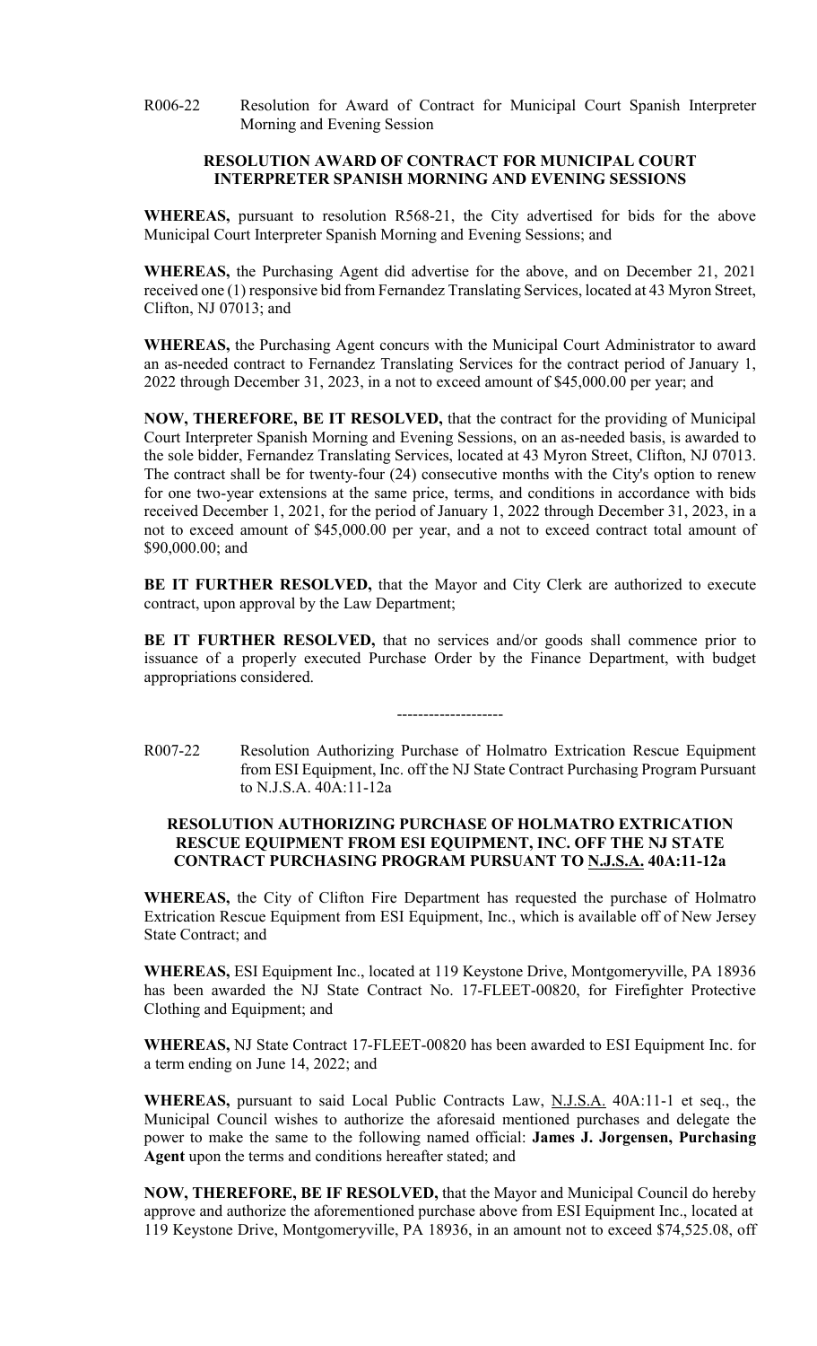R006-22 Resolution for Award of Contract for Municipal Court Spanish Interpreter Morning and Evening Session

**RESOLUTION AWARD OF CONTRACT FOR MUNICIPAL COURT INTERPRETER SPANISH MORNING AND EVENING SESSIONS**

**WHEREAS,** pursuant to resolution R568-21, the City advertised for bids for the above Municipal Court Interpreter Spanish Morning and Evening Sessions; and

**WHEREAS,** the Purchasing Agent did advertise for the above, and on December 21, 2021 received one (1) responsive bid from Fernandez Translating Services, located at 43 Myron Street, Clifton, NJ 07013; and

**WHEREAS,** the Purchasing Agent concurs with the Municipal Court Administrator to award an as-needed contract to Fernandez Translating Services for the contract period of January 1, 2022 through December 31, 2023, in a not to exceed amount of $45,000.00 per year; and

**NOW, THEREFORE, BE IT RESOLVED,** that the contract for the providing of Municipal Court Interpreter Spanish Morning and Evening Sessions, on an as-needed basis, is awarded to the sole bidder, Fernandez Translating Services, located at 43 Myron Street, Clifton, NJ 07013. The contract shall be for twenty-four (24) consecutive months with the City's option to renew for one two-year extensions at the same price, terms, and conditions in accordance with bids received December 1, 2021, for the period of January 1, 2022 through December 31, 2023, in a not to exceed amount of $45,000.00 per year, and a not to exceed contract total amount of $90,000.00; and

**BE IT FURTHER RESOLVED,** that the Mayor and City Clerk are authorized to execute contract, upon approval by the Law Department;

**BE IT FURTHER RESOLVED,** that no services and/or goods shall commence prior to issuance of a properly executed Purchase Order by the Finance Department, with budget appropriations considered.

--------------------

R007-22 Resolution Authorizing Purchase of Holmatro Extrication Rescue Equipment from ESI Equipment, Inc. off the NJ State Contract Purchasing Program Pursuant to N.J.S.A. 40A:11-12a

**RESOLUTION AUTHORIZING PURCHASE OF HOLMATRO EXTRICATION RESCUE EQUIPMENT FROM ESI EQUIPMENT, INC. OFF THE NJ STATE CONTRACT PURCHASING PROGRAM PURSUANT TO N.J.S.A. 40A:11-12a**

**WHEREAS,** the City of Clifton Fire Department has requested the purchase of Holmatro Extrication Rescue Equipment from ESI Equipment, Inc., which is available off of New Jersey State Contract; and

**WHEREAS,** ESI Equipment Inc., located at 119 Keystone Drive, Montgomeryville, PA 18936 has been awarded the NJ State Contract No. 17-FLEET-00820, for Firefighter Protective Clothing and Equipment; and

**WHEREAS,** NJ State Contract 17-FLEET-00820 has been awarded to ESI Equipment Inc. for a term ending on June 14, 2022; and

**WHEREAS,** pursuant to said Local Public Contracts Law, N.J.S.A. 40A:11-1 et seq., the Municipal Council wishes to authorize the aforesaid mentioned purchases and delegate the power to make the same to the following named official: **James J. Jorgensen, Purchasing Agent** upon the terms and conditions hereafter stated; and

**NOW, THEREFORE, BE IF RESOLVED,** that the Mayor and Municipal Council do hereby approve and authorize the aforementioned purchase above from ESI Equipment Inc., located at 119 Keystone Drive, Montgomeryville, PA 18936, in an amount not to exceed $74,525.08, off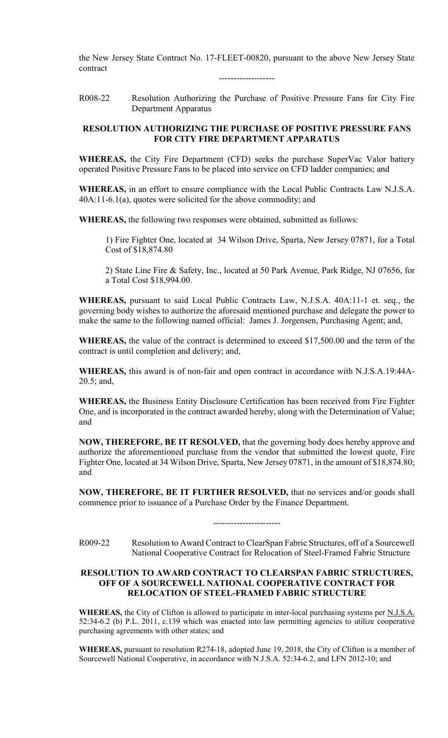the New Jersey State Contract No. 17-FLEET-00820, pursuant to the above New Jersey State contract

-------------------

R008-22 Resolution Authorizing the Purchase of Positive Pressure Fans for City Fire Department Apparatus

**RESOLUTION AUTHORIZING THE PURCHASE OF POSITIVE PRESSURE FANS FOR CITY FIRE DEPARTMENT APPARATUS**

**WHEREAS,** the City Fire Department (CFD) seeks the purchase SuperVac Valor battery operated Positive Pressure Fans to be placed into service on CFD ladder companies; and

**WHEREAS,** in an effort to ensure compliance with the Local Public Contracts Law N.J.S.A. 40A:11-6.1(a), quotes were solicited for the above commodity; and

**WHEREAS,** the following two responses were obtained, submitted as follows:

1) Fire Fighter One, located at 34 Wilson Drive, Sparta, New Jersey 07871, for a Total Cost of $18,874.80

2) State Line Fire & Safety, Inc., located at 50 Park Avenue, Park Ridge, NJ 07656, for a Total Cost $18,994.00.

**WHEREAS,** pursuant to said Local Public Contracts Law, N.J.S.A. 40A:11-1 et. seq., the governing body wishes to authorize the aforesaid mentioned purchase and delegate the power to make the same to the following named official: James J. Jorgensen, Purchasing Agent; and,

**WHEREAS,** the value of the contract is determined to exceed $17,500.00 and the term of the contract is until completion and delivery; and,

**WHEREAS,** this award is of non-fair and open contract in accordance with N.J.S.A.19:44A-20.5; and,

**WHEREAS,** the Business Entity Disclosure Certification has been received from Fire Fighter One, and is incorporated in the contract awarded hereby, along with the Determination of Value; and

**NOW, THEREFORE, BE IT RESOLVED,** that the governing body does hereby approve and authorize the aforementioned purchase from the vendor that submitted the lowest quote, Fire Fighter One, located at 34 Wilson Drive, Sparta, New Jersey 07871, in the amount of $18,874.80; and

**NOW, THEREFORE, BE IT FURTHER RESOLVED,** that no services and/or goods shall commence prior to issuance of a Purchase Order by the Finance Department.

-----------------------

R009-22 Resolution to Award Contract to ClearSpan Fabric Structures, off of a Sourcewell National Cooperative Contract for Relocation of Steel-Framed Fabric Structure

**RESOLUTION TO AWARD CONTRACT TO CLEARSPAN FABRIC STRUCTURES, OFF OF A SOURCEWELL NATIONAL COOPERATIVE CONTRACT FOR RELOCATION OF STEEL-FRAMED FABRIC STRUCTURE**

**WHEREAS,** the City of Clifton is allowed to participate in inter-local purchasing systems per N.J.S.A. 52:34-6.2 (b) P.L. 2011, c.139 which was enacted into law permitting agencies to utilize cooperative purchasing agreements with other states; and

**WHEREAS,** pursuant to resolution R274-18, adopted June 19, 2018, the City of Clifton is a member of Sourcewell National Cooperative, in accordance with N.J.S.A. 52:34-6.2, and LFN 2012-10; and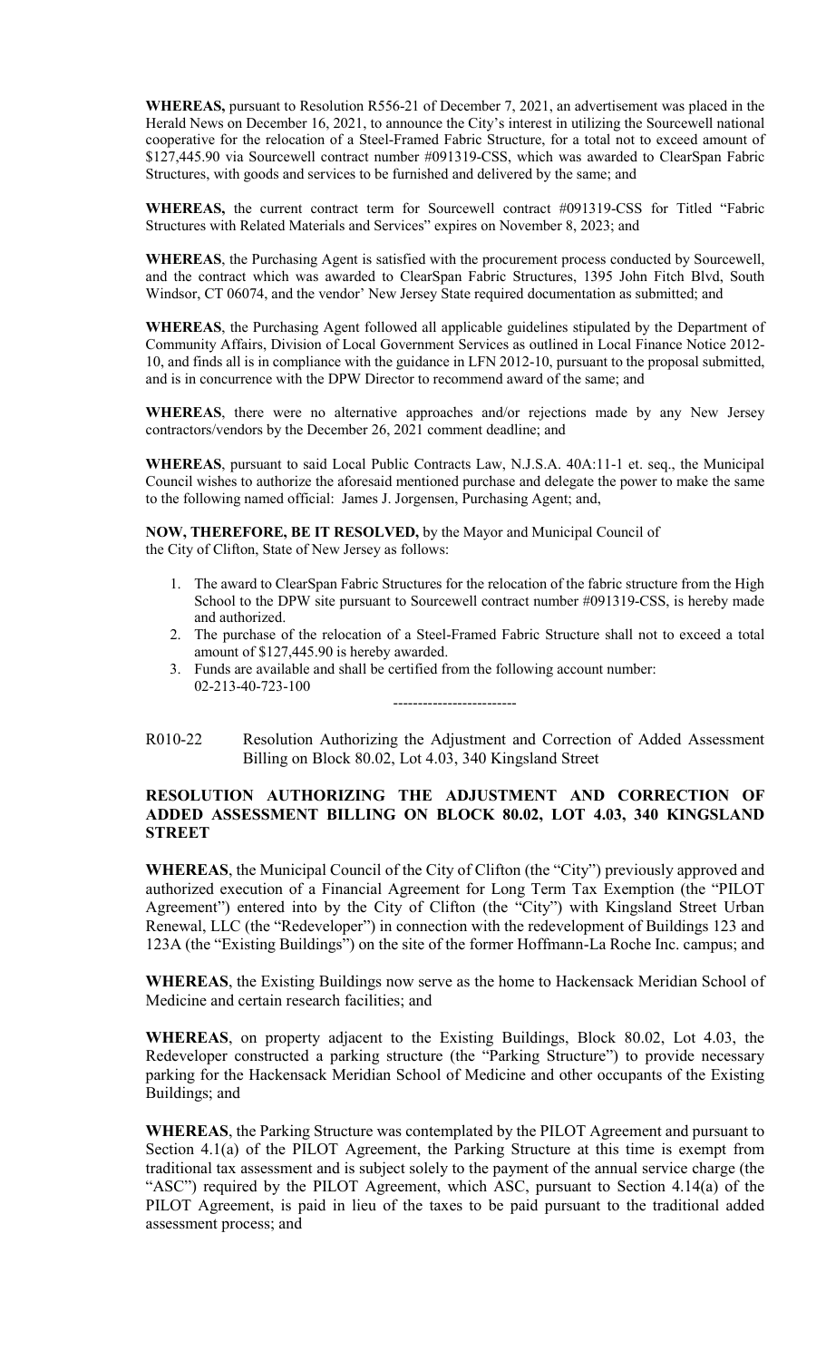**WHEREAS,** pursuant to Resolution R556-21 of December 7, 2021, an advertisement was placed in the Herald News on December 16, 2021, to announce the City's interest in utilizing the Sourcewell national cooperative for the relocation of a Steel-Framed Fabric Structure, for a total not to exceed amount of $127,445.90 via Sourcewell contract number #091319-CSS, which was awarded to ClearSpan Fabric Structures, with goods and services to be furnished and delivered by the same; and

**WHEREAS,** the current contract term for Sourcewell contract #091319-CSS for Titled "Fabric Structures with Related Materials and Services" expires on November 8, 2023; and

**WHEREAS**, the Purchasing Agent is satisfied with the procurement process conducted by Sourcewell, and the contract which was awarded to ClearSpan Fabric Structures, 1395 John Fitch Blvd, South Windsor, CT 06074, and the vendor' New Jersey State required documentation as submitted; and

**WHEREAS**, the Purchasing Agent followed all applicable guidelines stipulated by the Department of Community Affairs, Division of Local Government Services as outlined in Local Finance Notice 2012-10, and finds all is in compliance with the guidance in LFN 2012-10, pursuant to the proposal submitted, and is in concurrence with the DPW Director to recommend award of the same; and

**WHEREAS**, there were no alternative approaches and/or rejections made by any New Jersey contractors/vendors by the December 26, 2021 comment deadline; and

**WHEREAS**, pursuant to said Local Public Contracts Law, N.J.S.A. 40A:11-1 et. seq., the Municipal Council wishes to authorize the aforesaid mentioned purchase and delegate the power to make the same to the following named official: James J. Jorgensen, Purchasing Agent; and,

**NOW, THEREFORE, BE IT RESOLVED,** by the Mayor and Municipal Council of the City of Clifton, State of New Jersey as follows:

1. The award to ClearSpan Fabric Structures for the relocation of the fabric structure from the High School to the DPW site pursuant to Sourcewell contract number #091319-CSS, is hereby made and authorized.
2. The purchase of the relocation of a Steel-Framed Fabric Structure shall not to exceed a total amount of $127,445.90 is hereby awarded.
3. Funds are available and shall be certified from the following account number: 02-213-40-723-100

-------------------------

R010-22 Resolution Authorizing the Adjustment and Correction of Added Assessment Billing on Block 80.02, Lot 4.03, 340 Kingsland Street

**RESOLUTION AUTHORIZING THE ADJUSTMENT AND CORRECTION OF ADDED ASSESSMENT BILLING ON BLOCK 80.02, LOT 4.03, 340 KINGSLAND STREET**

**WHEREAS**, the Municipal Council of the City of Clifton (the "City") previously approved and authorized execution of a Financial Agreement for Long Term Tax Exemption (the "PILOT Agreement") entered into by the City of Clifton (the "City") with Kingsland Street Urban Renewal, LLC (the "Redeveloper") in connection with the redevelopment of Buildings 123 and 123A (the "Existing Buildings") on the site of the former Hoffmann-La Roche Inc. campus; and

**WHEREAS**, the Existing Buildings now serve as the home to Hackensack Meridian School of Medicine and certain research facilities; and

**WHEREAS**, on property adjacent to the Existing Buildings, Block 80.02, Lot 4.03, the Redeveloper constructed a parking structure (the "Parking Structure") to provide necessary parking for the Hackensack Meridian School of Medicine and other occupants of the Existing Buildings; and

**WHEREAS**, the Parking Structure was contemplated by the PILOT Agreement and pursuant to Section 4.1(a) of the PILOT Agreement, the Parking Structure at this time is exempt from traditional tax assessment and is subject solely to the payment of the annual service charge (the "ASC") required by the PILOT Agreement, which ASC, pursuant to Section 4.14(a) of the PILOT Agreement, is paid in lieu of the taxes to be paid pursuant to the traditional added assessment process; and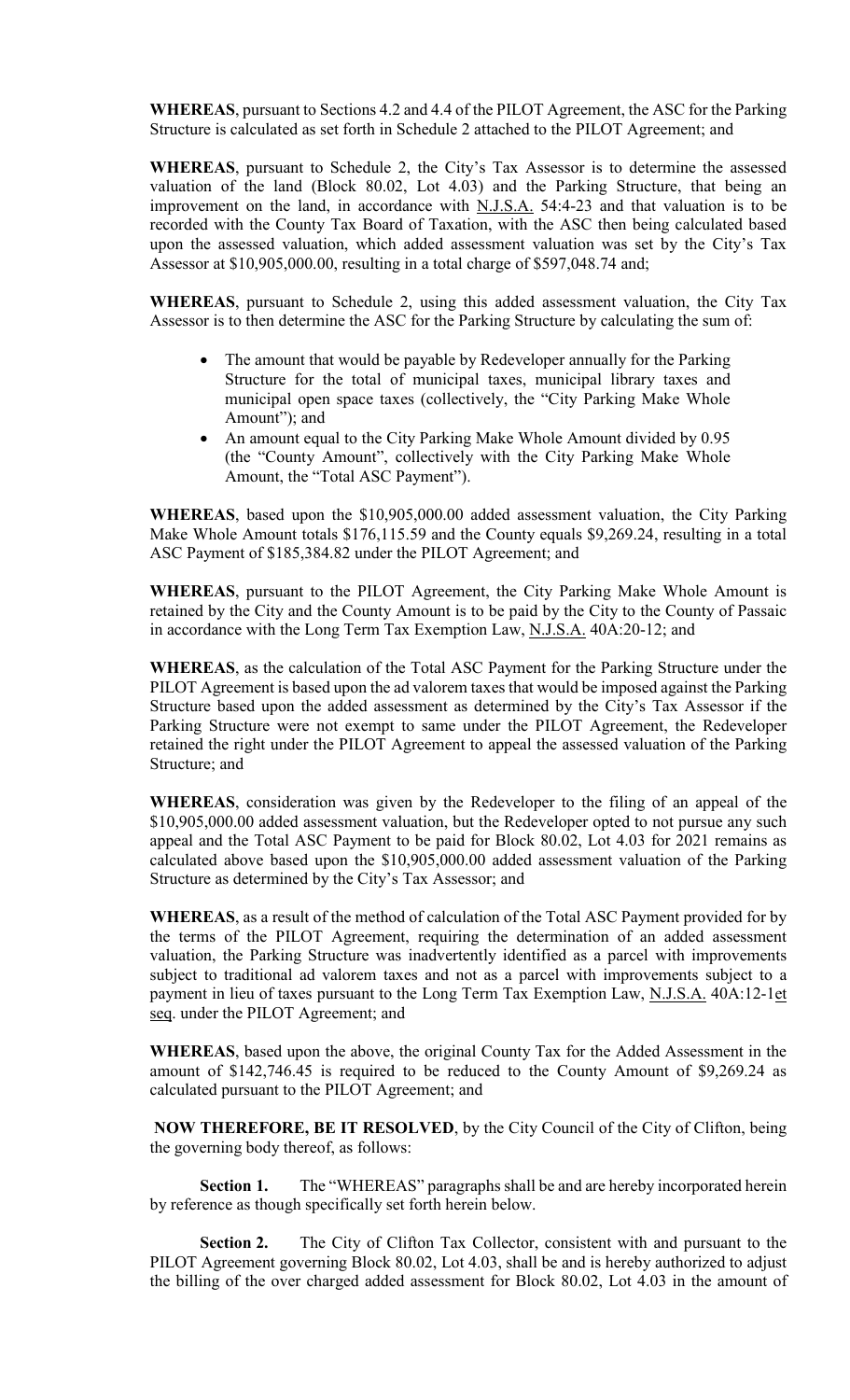**WHEREAS**, pursuant to Sections 4.2 and 4.4 of the PILOT Agreement, the ASC for the Parking Structure is calculated as set forth in Schedule 2 attached to the PILOT Agreement; and

**WHEREAS**, pursuant to Schedule 2, the City's Tax Assessor is to determine the assessed valuation of the land (Block 80.02, Lot 4.03) and the Parking Structure, that being an improvement on the land, in accordance with N.J.S.A. 54:4-23 and that valuation is to be recorded with the County Tax Board of Taxation, with the ASC then being calculated based upon the assessed valuation, which added assessment valuation was set by the City's Tax Assessor at $10,905,000.00, resulting in a total charge of $597,048.74 and;

**WHEREAS**, pursuant to Schedule 2, using this added assessment valuation, the City Tax Assessor is to then determine the ASC for the Parking Structure by calculating the sum of:

- The amount that would be payable by Redeveloper annually for the Parking Structure for the total of municipal taxes, municipal library taxes and municipal open space taxes (collectively, the "City Parking Make Whole Amount"); and
- An amount equal to the City Parking Make Whole Amount divided by 0.95 (the "County Amount", collectively with the City Parking Make Whole Amount, the "Total ASC Payment").

**WHEREAS**, based upon the $10,905,000.00 added assessment valuation, the City Parking Make Whole Amount totals $176,115.59 and the County equals $9,269.24, resulting in a total ASC Payment of $185,384.82 under the PILOT Agreement; and

**WHEREAS**, pursuant to the PILOT Agreement, the City Parking Make Whole Amount is retained by the City and the County Amount is to be paid by the City to the County of Passaic in accordance with the Long Term Tax Exemption Law, N.J.S.A. 40A:20-12; and

**WHEREAS**, as the calculation of the Total ASC Payment for the Parking Structure under the PILOT Agreement is based upon the ad valorem taxes that would be imposed against the Parking Structure based upon the added assessment as determined by the City's Tax Assessor if the Parking Structure were not exempt to same under the PILOT Agreement, the Redeveloper retained the right under the PILOT Agreement to appeal the assessed valuation of the Parking Structure; and

**WHEREAS**, consideration was given by the Redeveloper to the filing of an appeal of the $10,905,000.00 added assessment valuation, but the Redeveloper opted to not pursue any such appeal and the Total ASC Payment to be paid for Block 80.02, Lot 4.03 for 2021 remains as calculated above based upon the $10,905,000.00 added assessment valuation of the Parking Structure as determined by the City's Tax Assessor; and

**WHEREAS**, as a result of the method of calculation of the Total ASC Payment provided for by the terms of the PILOT Agreement, requiring the determination of an added assessment valuation, the Parking Structure was inadvertently identified as a parcel with improvements subject to traditional ad valorem taxes and not as a parcel with improvements subject to a payment in lieu of taxes pursuant to the Long Term Tax Exemption Law, N.J.S.A. 40A:12-1et seq. under the PILOT Agreement; and

**WHEREAS**, based upon the above, the original County Tax for the Added Assessment in the amount of $142,746.45 is required to be reduced to the County Amount of $9,269.24 as calculated pursuant to the PILOT Agreement; and

**NOW THEREFORE, BE IT RESOLVED**, by the City Council of the City of Clifton, being the governing body thereof, as follows:

**Section 1.** The "WHEREAS" paragraphs shall be and are hereby incorporated herein by reference as though specifically set forth herein below.

**Section 2.** The City of Clifton Tax Collector, consistent with and pursuant to the PILOT Agreement governing Block 80.02, Lot 4.03, shall be and is hereby authorized to adjust the billing of the over charged added assessment for Block 80.02, Lot 4.03 in the amount of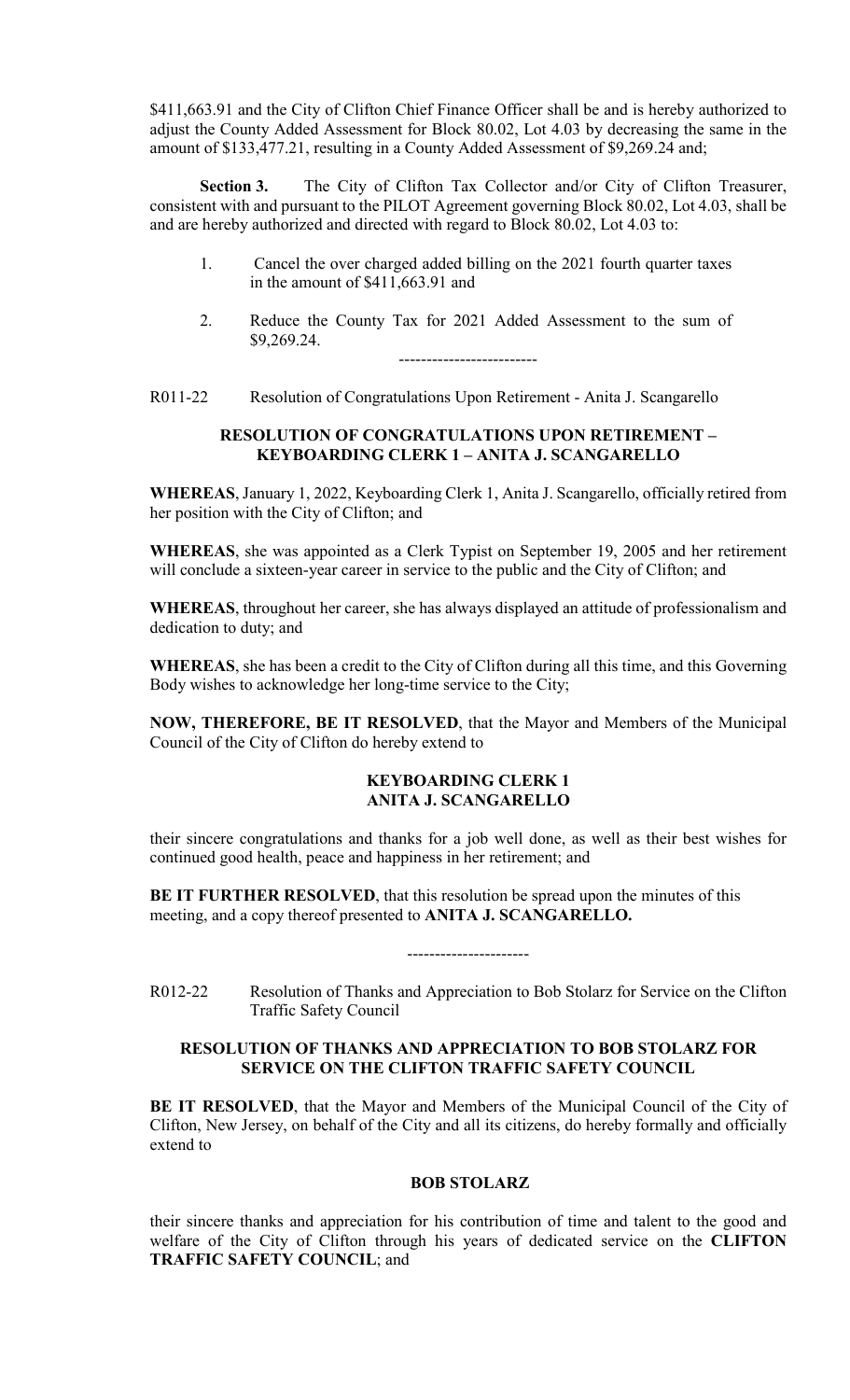$411,663.91 and the City of Clifton Chief Finance Officer shall be and is hereby authorized to adjust the County Added Assessment for Block 80.02, Lot 4.03 by decreasing the same in the amount of $133,477.21, resulting in a County Added Assessment of $9,269.24 and;

**Section 3.** The City of Clifton Tax Collector and/or City of Clifton Treasurer, consistent with and pursuant to the PILOT Agreement governing Block 80.02, Lot 4.03, shall be and are hereby authorized and directed with regard to Block 80.02, Lot 4.03 to:

1. Cancel the over charged added billing on the 2021 fourth quarter taxes in the amount of $411,663.91 and
2. Reduce the County Tax for 2021 Added Assessment to the sum of $9,269.24.

-------------------------

R011-22 Resolution of Congratulations Upon Retirement - Anita J. Scangarello

**RESOLUTION OF CONGRATULATIONS UPON RETIREMENT – KEYBOARDING CLERK 1 – ANITA J. SCANGARELLO**

**WHEREAS**, January 1, 2022, Keyboarding Clerk 1, Anita J. Scangarello, officially retired from her position with the City of Clifton; and

**WHEREAS**, she was appointed as a Clerk Typist on September 19, 2005 and her retirement will conclude a sixteen-year career in service to the public and the City of Clifton; and

**WHEREAS**, throughout her career, she has always displayed an attitude of professionalism and dedication to duty; and

**WHEREAS**, she has been a credit to the City of Clifton during all this time, and this Governing Body wishes to acknowledge her long-time service to the City;

**NOW, THEREFORE, BE IT RESOLVED**, that the Mayor and Members of the Municipal Council of the City of Clifton do hereby extend to

**KEYBOARDING CLERK 1**
**ANITA J. SCANGARELLO**

their sincere congratulations and thanks for a job well done, as well as their best wishes for continued good health, peace and happiness in her retirement; and

**BE IT FURTHER RESOLVED**, that this resolution be spread upon the minutes of this meeting, and a copy thereof presented to **ANITA J. SCANGARELLO.**

----------------------

R012-22 Resolution of Thanks and Appreciation to Bob Stolarz for Service on the Clifton Traffic Safety Council

**RESOLUTION OF THANKS AND APPRECIATION TO BOB STOLARZ FOR SERVICE ON THE CLIFTON TRAFFIC SAFETY COUNCIL**

**BE IT RESOLVED**, that the Mayor and Members of the Municipal Council of the City of Clifton, New Jersey, on behalf of the City and all its citizens, do hereby formally and officially extend to

**BOB STOLARZ**

their sincere thanks and appreciation for his contribution of time and talent to the good and welfare of the City of Clifton through his years of dedicated service on the **CLIFTON TRAFFIC SAFETY COUNCIL**; and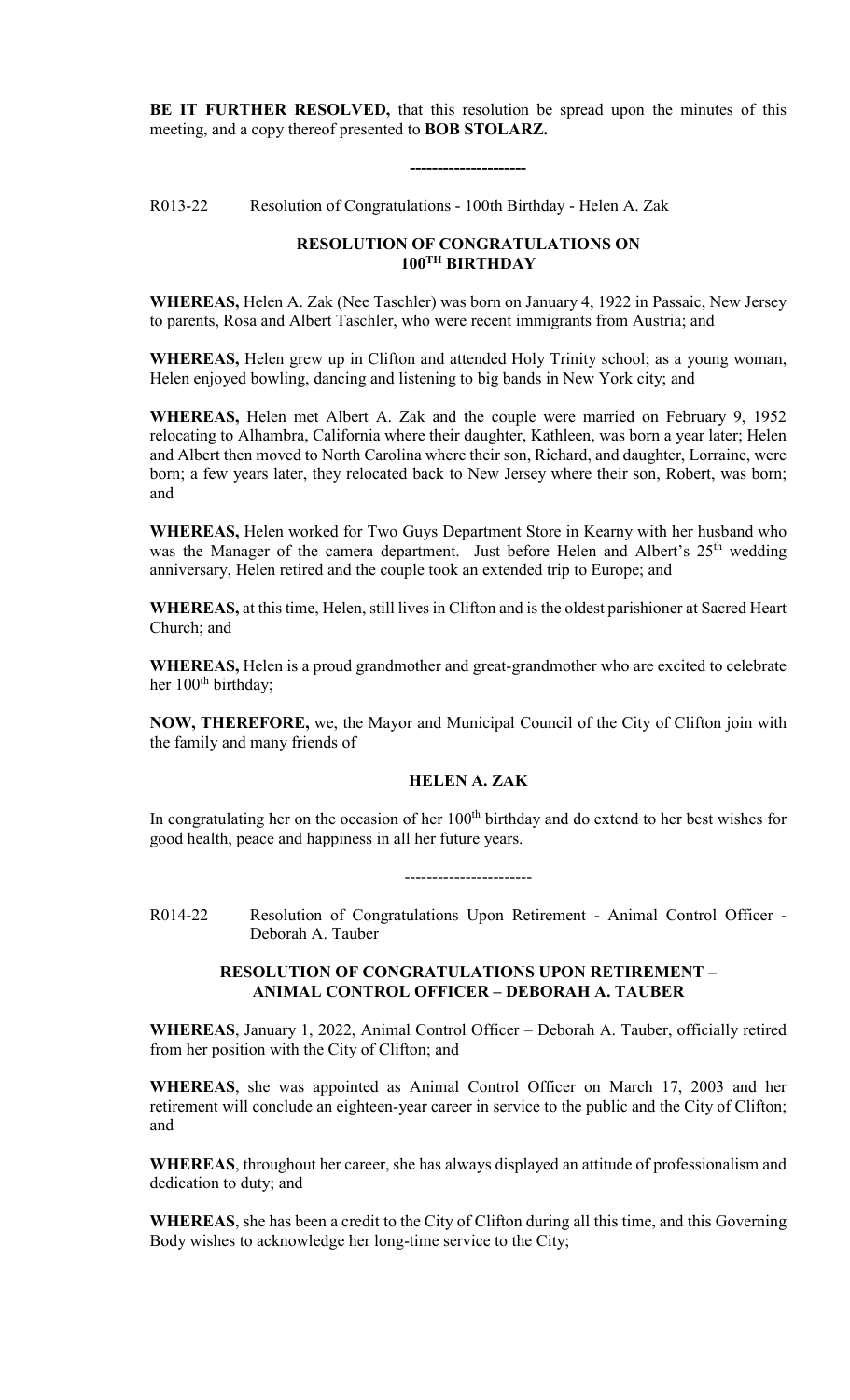**BE IT FURTHER RESOLVED,** that this resolution be spread upon the minutes of this meeting, and a copy thereof presented to **BOB STOLARZ.**

---------------------

R013-22 Resolution of Congratulations - 100th Birthday - Helen A. Zak

**RESOLUTION OF CONGRATULATIONS ON 100TH BIRTHDAY**

**WHEREAS,** Helen A. Zak (Nee Taschler) was born on January 4, 1922 in Passaic, New Jersey to parents, Rosa and Albert Taschler, who were recent immigrants from Austria; and

**WHEREAS,** Helen grew up in Clifton and attended Holy Trinity school; as a young woman, Helen enjoyed bowling, dancing and listening to big bands in New York city; and

**WHEREAS,** Helen met Albert A. Zak and the couple were married on February 9, 1952 relocating to Alhambra, California where their daughter, Kathleen, was born a year later; Helen and Albert then moved to North Carolina where their son, Richard, and daughter, Lorraine, were born; a few years later, they relocated back to New Jersey where their son, Robert, was born; and

**WHEREAS,** Helen worked for Two Guys Department Store in Kearny with her husband who was the Manager of the camera department. Just before Helen and Albert's 25th wedding anniversary, Helen retired and the couple took an extended trip to Europe; and

**WHEREAS,** at this time, Helen, still lives in Clifton and is the oldest parishioner at Sacred Heart Church; and

**WHEREAS,** Helen is a proud grandmother and great-grandmother who are excited to celebrate her 100th birthday;

**NOW, THEREFORE,** we, the Mayor and Municipal Council of the City of Clifton join with the family and many friends of

**HELEN A. ZAK**

In congratulating her on the occasion of her 100th birthday and do extend to her best wishes for good health, peace and happiness in all her future years.

-----------------------

R014-22 Resolution of Congratulations Upon Retirement - Animal Control Officer - Deborah A. Tauber

**RESOLUTION OF CONGRATULATIONS UPON RETIREMENT – ANIMAL CONTROL OFFICER – DEBORAH A. TAUBER**

**WHEREAS**, January 1, 2022, Animal Control Officer – Deborah A. Tauber, officially retired from her position with the City of Clifton; and

**WHEREAS**, she was appointed as Animal Control Officer on March 17, 2003 and her retirement will conclude an eighteen-year career in service to the public and the City of Clifton; and

**WHEREAS**, throughout her career, she has always displayed an attitude of professionalism and dedication to duty; and

**WHEREAS**, she has been a credit to the City of Clifton during all this time, and this Governing Body wishes to acknowledge her long-time service to the City;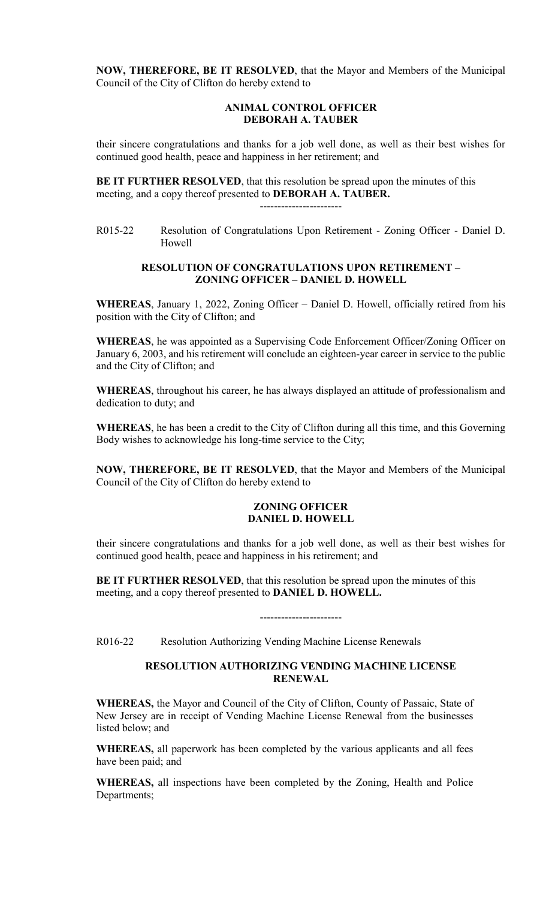**NOW, THEREFORE, BE IT RESOLVED**, that the Mayor and Members of the Municipal Council of the City of Clifton do hereby extend to

**ANIMAL CONTROL OFFICER**
**DEBORAH A. TAUBER**

their sincere congratulations and thanks for a job well done, as well as their best wishes for continued good health, peace and happiness in her retirement; and

**BE IT FURTHER RESOLVED**, that this resolution be spread upon the minutes of this meeting, and a copy thereof presented to **DEBORAH A. TAUBER.**

-----------------------

R015-22 Resolution of Congratulations Upon Retirement - Zoning Officer - Daniel D. Howell

**RESOLUTION OF CONGRATULATIONS UPON RETIREMENT – ZONING OFFICER – DANIEL D. HOWELL**

**WHEREAS**, January 1, 2022, Zoning Officer – Daniel D. Howell, officially retired from his position with the City of Clifton; and

**WHEREAS**, he was appointed as a Supervising Code Enforcement Officer/Zoning Officer on January 6, 2003, and his retirement will conclude an eighteen-year career in service to the public and the City of Clifton; and

**WHEREAS**, throughout his career, he has always displayed an attitude of professionalism and dedication to duty; and

**WHEREAS**, he has been a credit to the City of Clifton during all this time, and this Governing Body wishes to acknowledge his long-time service to the City;

**NOW, THEREFORE, BE IT RESOLVED**, that the Mayor and Members of the Municipal Council of the City of Clifton do hereby extend to

**ZONING OFFICER**
**DANIEL D. HOWELL**

their sincere congratulations and thanks for a job well done, as well as their best wishes for continued good health, peace and happiness in his retirement; and

**BE IT FURTHER RESOLVED**, that this resolution be spread upon the minutes of this meeting, and a copy thereof presented to **DANIEL D. HOWELL.**

-----------------------

R016-22 Resolution Authorizing Vending Machine License Renewals

**RESOLUTION AUTHORIZING VENDING MACHINE LICENSE RENEWAL**

**WHEREAS,** the Mayor and Council of the City of Clifton, County of Passaic, State of New Jersey are in receipt of Vending Machine License Renewal from the businesses listed below; and

**WHEREAS,** all paperwork has been completed by the various applicants and all fees have been paid; and

**WHEREAS,** all inspections have been completed by the Zoning, Health and Police Departments;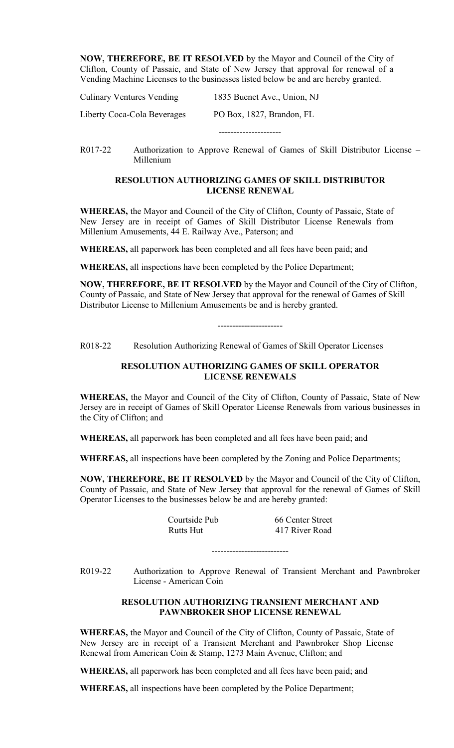**NOW, THEREFORE, BE IT RESOLVED** by the Mayor and Council of the City of Clifton, County of Passaic, and State of New Jersey that approval for renewal of a Vending Machine Licenses to the businesses listed below be and are hereby granted.

| | |
|---|---|
| Culinary Ventures Vending | 1835 Buenet Ave., Union, NJ |
| Liberty Coca-Cola Beverages | PO Box, 1827, Brandon, FL |

---------------------

R017-22 Authorization to Approve Renewal of Games of Skill Distributor License – Millenium

**RESOLUTION AUTHORIZING GAMES OF SKILL DISTRIBUTOR LICENSE RENEWAL**

**WHEREAS,** the Mayor and Council of the City of Clifton, County of Passaic, State of New Jersey are in receipt of Games of Skill Distributor License Renewals from Millenium Amusements, 44 E. Railway Ave., Paterson; and

**WHEREAS,** all paperwork has been completed and all fees have been paid; and

**WHEREAS,** all inspections have been completed by the Police Department;

**NOW, THEREFORE, BE IT RESOLVED** by the Mayor and Council of the City of Clifton, County of Passaic, and State of New Jersey that approval for the renewal of Games of Skill Distributor License to Millenium Amusements be and is hereby granted.

----------------------

R018-22 Resolution Authorizing Renewal of Games of Skill Operator Licenses

**RESOLUTION AUTHORIZING GAMES OF SKILL OPERATOR LICENSE RENEWALS**

**WHEREAS,** the Mayor and Council of the City of Clifton, County of Passaic, State of New Jersey are in receipt of Games of Skill Operator License Renewals from various businesses in the City of Clifton; and

**WHEREAS,** all paperwork has been completed and all fees have been paid; and

**WHEREAS,** all inspections have been completed by the Zoning and Police Departments;

**NOW, THEREFORE, BE IT RESOLVED** by the Mayor and Council of the City of Clifton, County of Passaic, and State of New Jersey that approval for the renewal of Games of Skill Operator Licenses to the businesses below be and are hereby granted:

| | |
|---|---|
| Courtside Pub | 66 Center Street |
| Rutts Hut | 417 River Road |

-------------------------

R019-22 Authorization to Approve Renewal of Transient Merchant and Pawnbroker License - American Coin

**RESOLUTION AUTHORIZING TRANSIENT MERCHANT AND PAWNBROKER SHOP LICENSE RENEWAL**

**WHEREAS,** the Mayor and Council of the City of Clifton, County of Passaic, State of New Jersey are in receipt of a Transient Merchant and Pawnbroker Shop License Renewal from American Coin & Stamp, 1273 Main Avenue, Clifton; and

**WHEREAS,** all paperwork has been completed and all fees have been paid; and

**WHEREAS,** all inspections have been completed by the Police Department;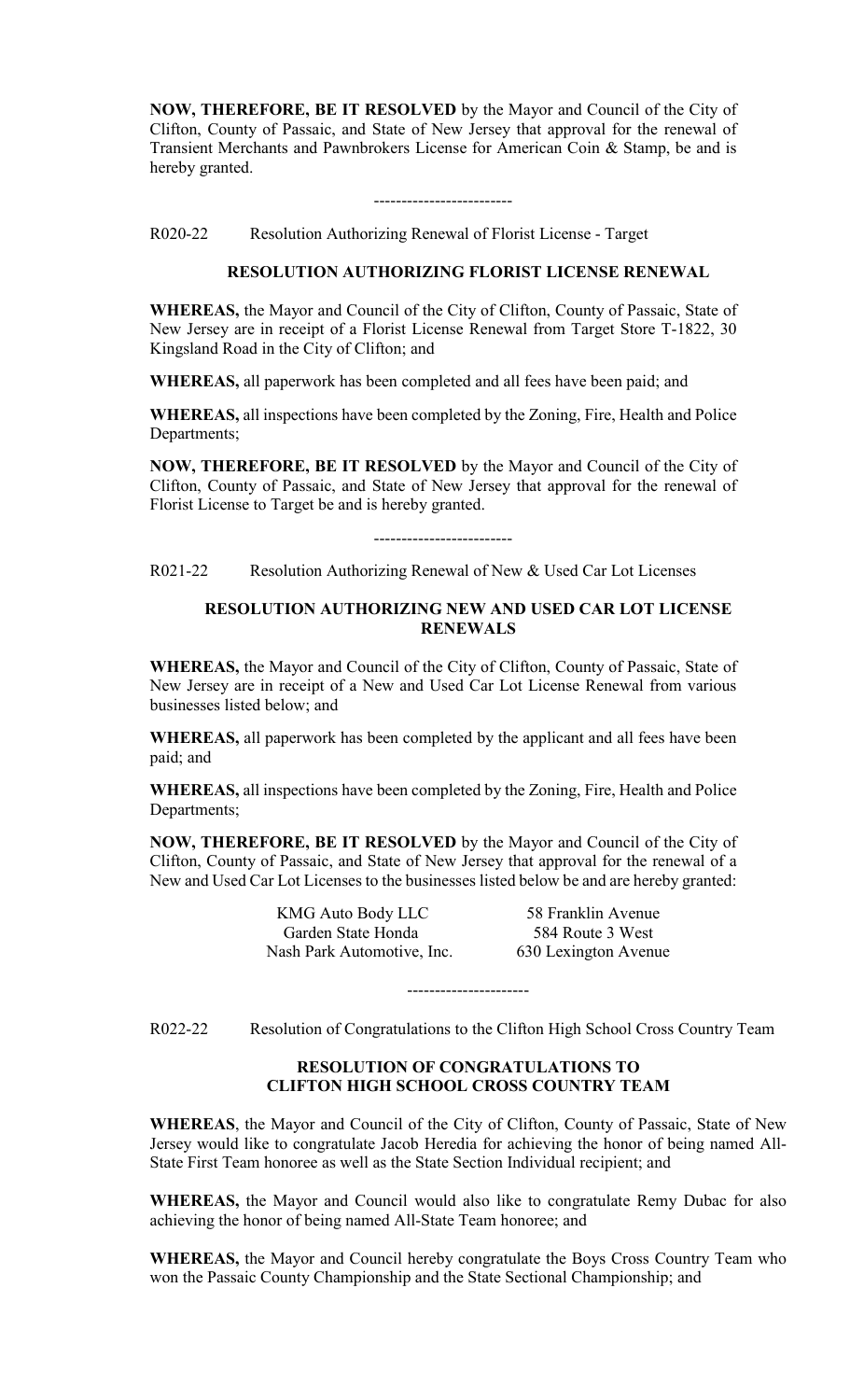**NOW, THEREFORE, BE IT RESOLVED** by the Mayor and Council of the City of Clifton, County of Passaic, and State of New Jersey that approval for the renewal of Transient Merchants and Pawnbrokers License for American Coin & Stamp, be and is hereby granted.

-------------------------

R020-22 Resolution Authorizing Renewal of Florist License - Target

**RESOLUTION AUTHORIZING FLORIST LICENSE RENEWAL**

**WHEREAS,** the Mayor and Council of the City of Clifton, County of Passaic, State of New Jersey are in receipt of a Florist License Renewal from Target Store T-1822, 30 Kingsland Road in the City of Clifton; and

**WHEREAS,** all paperwork has been completed and all fees have been paid; and

**WHEREAS,** all inspections have been completed by the Zoning, Fire, Health and Police Departments;

**NOW, THEREFORE, BE IT RESOLVED** by the Mayor and Council of the City of Clifton, County of Passaic, and State of New Jersey that approval for the renewal of Florist License to Target be and is hereby granted.

-------------------------

R021-22 Resolution Authorizing Renewal of New & Used Car Lot Licenses

**RESOLUTION AUTHORIZING NEW AND USED CAR LOT LICENSE RENEWALS**

**WHEREAS,** the Mayor and Council of the City of Clifton, County of Passaic, State of New Jersey are in receipt of a New and Used Car Lot License Renewal from various businesses listed below; and

**WHEREAS,** all paperwork has been completed by the applicant and all fees have been paid; and

**WHEREAS,** all inspections have been completed by the Zoning, Fire, Health and Police Departments;

**NOW, THEREFORE, BE IT RESOLVED** by the Mayor and Council of the City of Clifton, County of Passaic, and State of New Jersey that approval for the renewal of a New and Used Car Lot Licenses to the businesses listed below be and are hereby granted:

| | |
|---|---|
| KMG Auto Body LLC | 58 Franklin Avenue |
| Garden State Honda | 584 Route 3 West |
| Nash Park Automotive, Inc. | 630 Lexington Avenue |

---------------------

R022-22 Resolution of Congratulations to the Clifton High School Cross Country Team

**RESOLUTION OF CONGRATULATIONS TO CLIFTON HIGH SCHOOL CROSS COUNTRY TEAM**

**WHEREAS**, the Mayor and Council of the City of Clifton, County of Passaic, State of New Jersey would like to congratulate Jacob Heredia for achieving the honor of being named All-State First Team honoree as well as the State Section Individual recipient; and

**WHEREAS,** the Mayor and Council would also like to congratulate Remy Dubac for also achieving the honor of being named All-State Team honoree; and

**WHEREAS,** the Mayor and Council hereby congratulate the Boys Cross Country Team who won the Passaic County Championship and the State Sectional Championship; and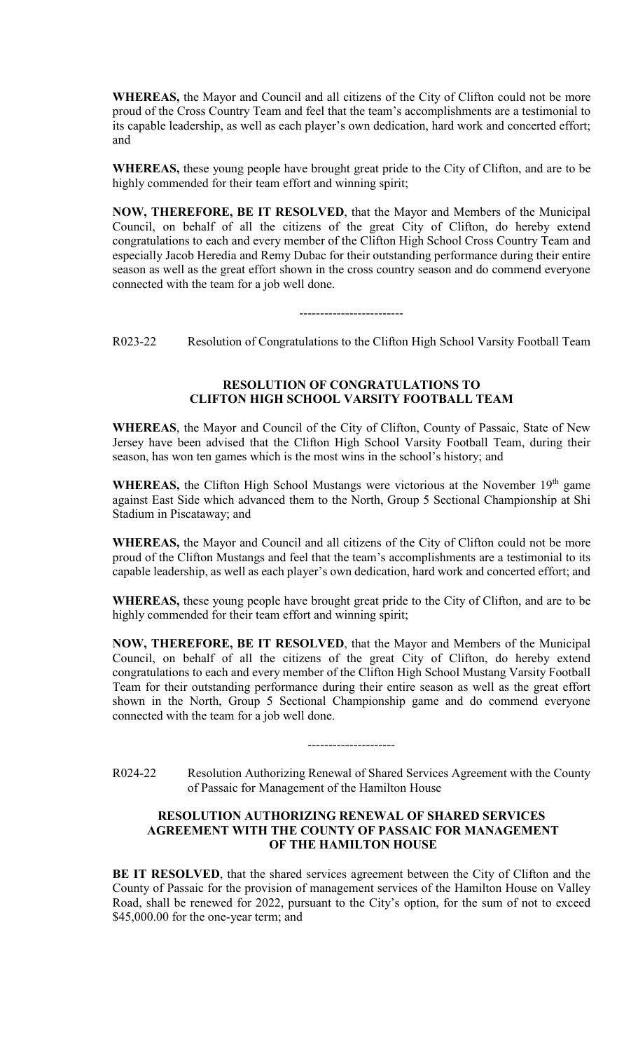**WHEREAS,** the Mayor and Council and all citizens of the City of Clifton could not be more proud of the Cross Country Team and feel that the team's accomplishments are a testimonial to its capable leadership, as well as each player's own dedication, hard work and concerted effort; and

**WHEREAS,** these young people have brought great pride to the City of Clifton, and are to be highly commended for their team effort and winning spirit;

**NOW, THEREFORE, BE IT RESOLVED**, that the Mayor and Members of the Municipal Council, on behalf of all the citizens of the great City of Clifton, do hereby extend congratulations to each and every member of the Clifton High School Cross Country Team and especially Jacob Heredia and Remy Dubac for their outstanding performance during their entire season as well as the great effort shown in the cross country season and do commend everyone connected with the team for a job well done.

-------------------------

R023-22 Resolution of Congratulations to the Clifton High School Varsity Football Team

**RESOLUTION OF CONGRATULATIONS TO CLIFTON HIGH SCHOOL VARSITY FOOTBALL TEAM**

**WHEREAS**, the Mayor and Council of the City of Clifton, County of Passaic, State of New Jersey have been advised that the Clifton High School Varsity Football Team, during their season, has won ten games which is the most wins in the school's history; and

**WHEREAS,** the Clifton High School Mustangs were victorious at the November 19th game against East Side which advanced them to the North, Group 5 Sectional Championship at Shi Stadium in Piscataway; and

**WHEREAS,** the Mayor and Council and all citizens of the City of Clifton could not be more proud of the Clifton Mustangs and feel that the team's accomplishments are a testimonial to its capable leadership, as well as each player's own dedication, hard work and concerted effort; and

**WHEREAS,** these young people have brought great pride to the City of Clifton, and are to be highly commended for their team effort and winning spirit;

**NOW, THEREFORE, BE IT RESOLVED**, that the Mayor and Members of the Municipal Council, on behalf of all the citizens of the great City of Clifton, do hereby extend congratulations to each and every member of the Clifton High School Mustang Varsity Football Team for their outstanding performance during their entire season as well as the great effort shown in the North, Group 5 Sectional Championship game and do commend everyone connected with the team for a job well done.

---------------------

R024-22 Resolution Authorizing Renewal of Shared Services Agreement with the County of Passaic for Management of the Hamilton House

**RESOLUTION AUTHORIZING RENEWAL OF SHARED SERVICES AGREEMENT WITH THE COUNTY OF PASSAIC FOR MANAGEMENT OF THE HAMILTON HOUSE**

**BE IT RESOLVED**, that the shared services agreement between the City of Clifton and the County of Passaic for the provision of management services of the Hamilton House on Valley Road, shall be renewed for 2022, pursuant to the City's option, for the sum of not to exceed $45,000.00 for the one-year term; and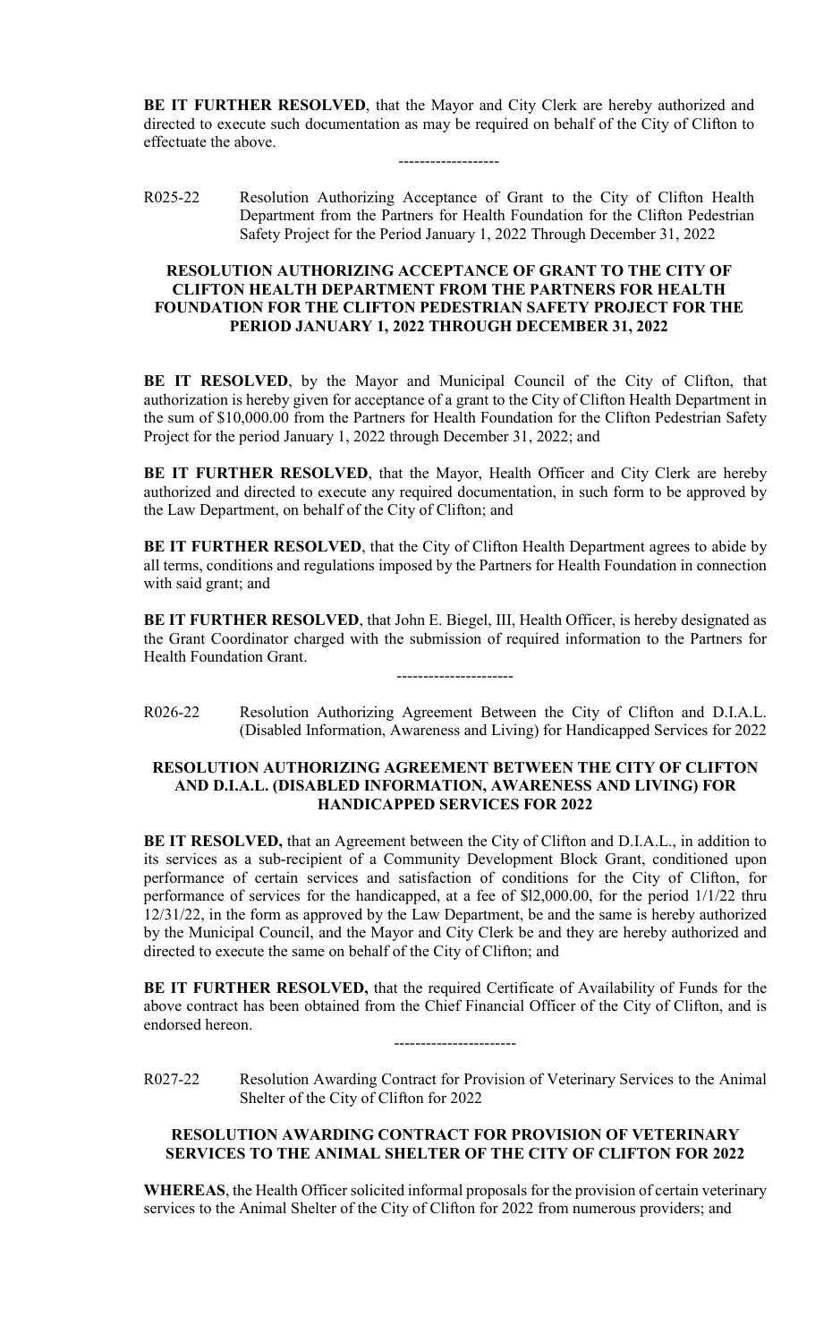**BE IT FURTHER RESOLVED**, that the Mayor and City Clerk are hereby authorized and directed to execute such documentation as may be required on behalf of the City of Clifton to effectuate the above.

-------------------

R025-22 Resolution Authorizing Acceptance of Grant to the City of Clifton Health Department from the Partners for Health Foundation for the Clifton Pedestrian Safety Project for the Period January 1, 2022 Through December 31, 2022

**RESOLUTION AUTHORIZING ACCEPTANCE OF GRANT TO THE CITY OF CLIFTON HEALTH DEPARTMENT FROM THE PARTNERS FOR HEALTH FOUNDATION FOR THE CLIFTON PEDESTRIAN SAFETY PROJECT FOR THE PERIOD JANUARY 1, 2022 THROUGH DECEMBER 31, 2022**

**BE IT RESOLVED**, by the Mayor and Municipal Council of the City of Clifton, that authorization is hereby given for acceptance of a grant to the City of Clifton Health Department in the sum of $10,000.00 from the Partners for Health Foundation for the Clifton Pedestrian Safety Project for the period January 1, 2022 through December 31, 2022; and

**BE IT FURTHER RESOLVED**, that the Mayor, Health Officer and City Clerk are hereby authorized and directed to execute any required documentation, in such form to be approved by the Law Department, on behalf of the City of Clifton; and

**BE IT FURTHER RESOLVED**, that the City of Clifton Health Department agrees to abide by all terms, conditions and regulations imposed by the Partners for Health Foundation in connection with said grant; and

**BE IT FURTHER RESOLVED**, that John E. Biegel, III, Health Officer, is hereby designated as the Grant Coordinator charged with the submission of required information to the Partners for Health Foundation Grant.

----------------------

R026-22 Resolution Authorizing Agreement Between the City of Clifton and D.I.A.L. (Disabled Information, Awareness and Living) for Handicapped Services for 2022

**RESOLUTION AUTHORIZING AGREEMENT BETWEEN THE CITY OF CLIFTON AND D.I.A.L. (DISABLED INFORMATION, AWARENESS AND LIVING) FOR HANDICAPPED SERVICES FOR 2022**

**BE IT RESOLVED,** that an Agreement between the City of Clifton and D.I.A.L., in addition to its services as a sub-recipient of a Community Development Block Grant, conditioned upon performance of certain services and satisfaction of conditions for the City of Clifton, for performance of services for the handicapped, at a fee of $l2,000.00, for the period 1/1/22 thru 12/31/22, in the form as approved by the Law Department, be and the same is hereby authorized by the Municipal Council, and the Mayor and City Clerk be and they are hereby authorized and directed to execute the same on behalf of the City of Clifton; and

**BE IT FURTHER RESOLVED,** that the required Certificate of Availability of Funds for the above contract has been obtained from the Chief Financial Officer of the City of Clifton, and is endorsed hereon.

-----------------------

R027-22 Resolution Awarding Contract for Provision of Veterinary Services to the Animal Shelter of the City of Clifton for 2022

**RESOLUTION AWARDING CONTRACT FOR PROVISION OF VETERINARY SERVICES TO THE ANIMAL SHELTER OF THE CITY OF CLIFTON FOR 2022**

**WHEREAS**, the Health Officer solicited informal proposals for the provision of certain veterinary services to the Animal Shelter of the City of Clifton for 2022 from numerous providers; and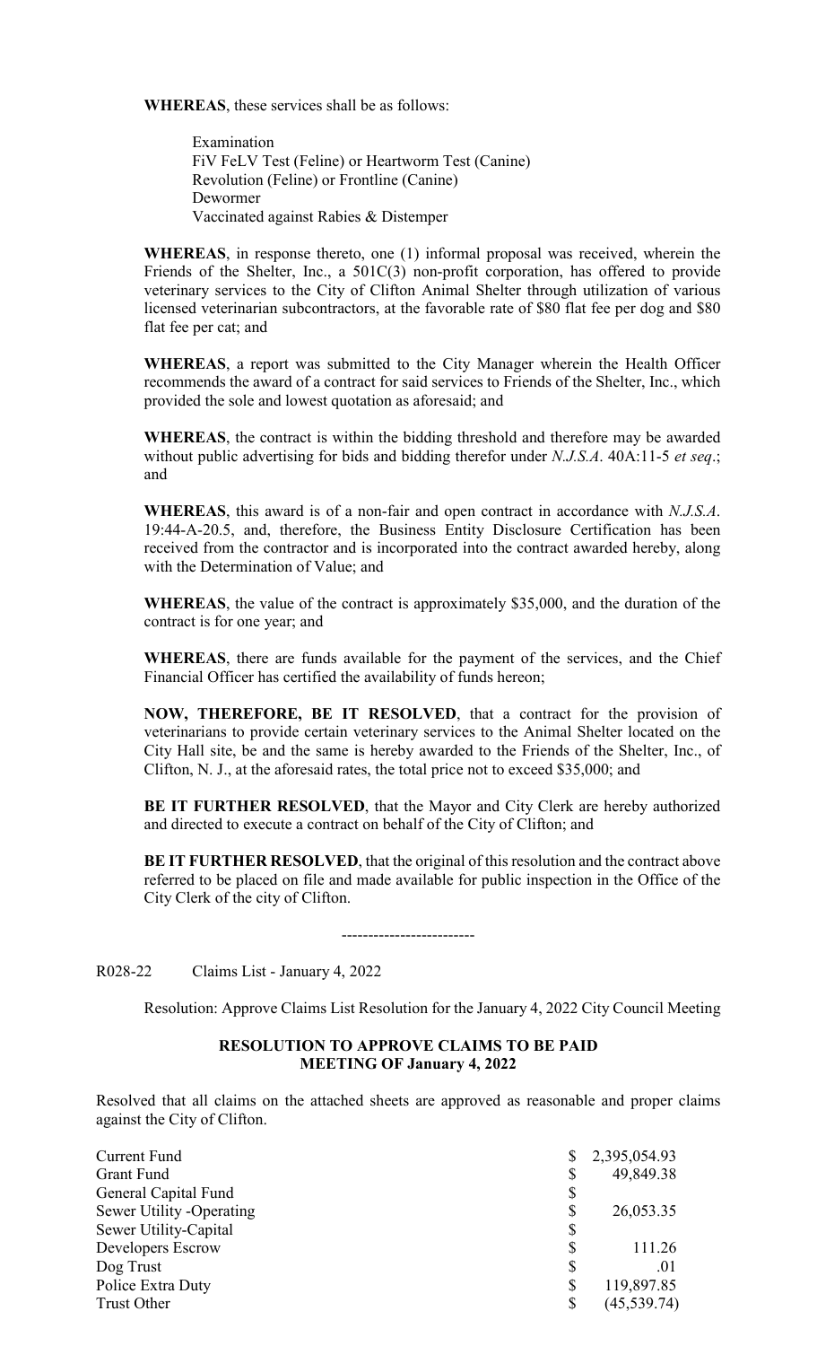**WHEREAS**, these services shall be as follows:

Examination
FiV FeLV Test (Feline) or Heartworm Test (Canine)
Revolution (Feline) or Frontline (Canine)
Dewormer
Vaccinated against Rabies & Distemper

**WHEREAS**, in response thereto, one (1) informal proposal was received, wherein the Friends of the Shelter, Inc., a 501C(3) non-profit corporation, has offered to provide veterinary services to the City of Clifton Animal Shelter through utilization of various licensed veterinarian subcontractors, at the favorable rate of $80 flat fee per dog and $80 flat fee per cat; and

**WHEREAS**, a report was submitted to the City Manager wherein the Health Officer recommends the award of a contract for said services to Friends of the Shelter, Inc., which provided the sole and lowest quotation as aforesaid; and

**WHEREAS**, the contract is within the bidding threshold and therefore may be awarded without public advertising for bids and bidding therefor under *N.J.S.A*. 40A:11-5 *et seq*.; and

**WHEREAS**, this award is of a non-fair and open contract in accordance with *N.J.S.A*. 19:44-A-20.5, and, therefore, the Business Entity Disclosure Certification has been received from the contractor and is incorporated into the contract awarded hereby, along with the Determination of Value; and

**WHEREAS**, the value of the contract is approximately $35,000, and the duration of the contract is for one year; and

**WHEREAS**, there are funds available for the payment of the services, and the Chief Financial Officer has certified the availability of funds hereon;

**NOW, THEREFORE, BE IT RESOLVED**, that a contract for the provision of veterinarians to provide certain veterinary services to the Animal Shelter located on the City Hall site, be and the same is hereby awarded to the Friends of the Shelter, Inc., of Clifton, N. J., at the aforesaid rates, the total price not to exceed $35,000; and

**BE IT FURTHER RESOLVED**, that the Mayor and City Clerk are hereby authorized and directed to execute a contract on behalf of the City of Clifton; and

**BE IT FURTHER RESOLVED**, that the original of this resolution and the contract above referred to be placed on file and made available for public inspection in the Office of the City Clerk of the city of Clifton.

-------------------------

R028-22 Claims List - January 4, 2022

Resolution: Approve Claims List Resolution for the January 4, 2022 City Council Meeting

**RESOLUTION TO APPROVE CLAIMS TO BE PAID**
**MEETING OF January 4, 2022**

Resolved that all claims on the attached sheets are approved as reasonable and proper claims against the City of Clifton.

| | | |
|---|---|---|
| Current Fund | $ | 2,395,054.93 |
| Grant Fund | $ | 49,849.38 |
| General Capital Fund | $ | |
| Sewer Utility -Operating | $ | 26,053.35 |
| Sewer Utility-Capital | $ | |
| Developers Escrow | $ | 111.26 |
| Dog Trust | $ | .01 |
| Police Extra Duty | $ | 119,897.85 |
| Trust Other | $ | (45,539.74) |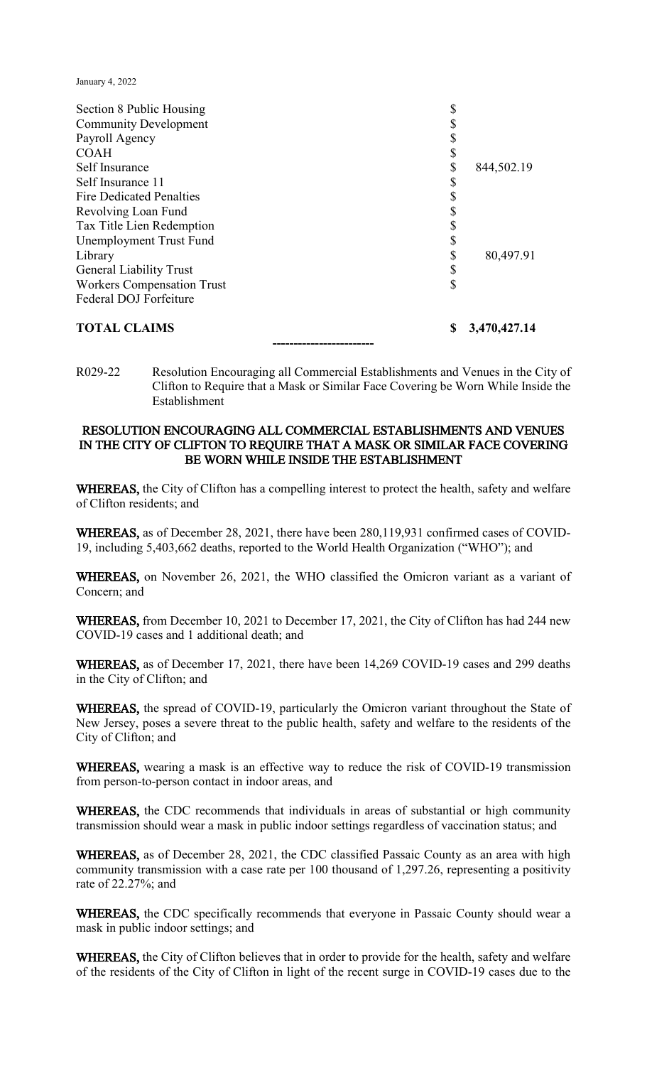January 4, 2022

| | | |
|---|---|---|
| Section 8 Public Housing | $ | |
| Community Development | $ | |
| Payroll Agency | $ | |
| COAH | $ | |
| Self Insurance | $ | 844,502.19 |
| Self Insurance 11 | $ | |
| Fire Dedicated Penalties | $ | |
| Revolving Loan Fund | $ | |
| Tax Title Lien Redemption | $ | |
| Unemployment Trust Fund | $ | |
| Library | $ | 80,497.91 |
| General Liability Trust | $ | |
| Workers Compensation Trust | $ | |
| Federal DOJ Forfeiture | | |
| **TOTAL CLAIMS** | **$** | **3,470,427.14** |

------------------------

R029-22 Resolution Encouraging all Commercial Establishments and Venues in the City of Clifton to Require that a Mask or Similar Face Covering be Worn While Inside the Establishment

**RESOLUTION ENCOURAGING ALL COMMERCIAL ESTABLISHMENTS AND VENUES IN THE CITY OF CLIFTON TO REQUIRE THAT A MASK OR SIMILAR FACE COVERING BE WORN WHILE INSIDE THE ESTABLISHMENT**

**WHEREAS,** the City of Clifton has a compelling interest to protect the health, safety and welfare of Clifton residents; and

**WHEREAS,** as of December 28, 2021, there have been 280,119,931 confirmed cases of COVID-19, including 5,403,662 deaths, reported to the World Health Organization ("WHO"); and

**WHEREAS,** on November 26, 2021, the WHO classified the Omicron variant as a variant of Concern; and

**WHEREAS,** from December 10, 2021 to December 17, 2021, the City of Clifton has had 244 new COVID-19 cases and 1 additional death; and

**WHEREAS,** as of December 17, 2021, there have been 14,269 COVID-19 cases and 299 deaths in the City of Clifton; and

**WHEREAS,** the spread of COVID-19, particularly the Omicron variant throughout the State of New Jersey, poses a severe threat to the public health, safety and welfare to the residents of the City of Clifton; and

**WHEREAS,** wearing a mask is an effective way to reduce the risk of COVID-19 transmission from person-to-person contact in indoor areas, and

**WHEREAS,** the CDC recommends that individuals in areas of substantial or high community transmission should wear a mask in public indoor settings regardless of vaccination status; and

**WHEREAS,** as of December 28, 2021, the CDC classified Passaic County as an area with high community transmission with a case rate per 100 thousand of 1,297.26, representing a positivity rate of 22.27%; and

**WHEREAS,** the CDC specifically recommends that everyone in Passaic County should wear a mask in public indoor settings; and

**WHEREAS,** the City of Clifton believes that in order to provide for the health, safety and welfare of the residents of the City of Clifton in light of the recent surge in COVID-19 cases due to the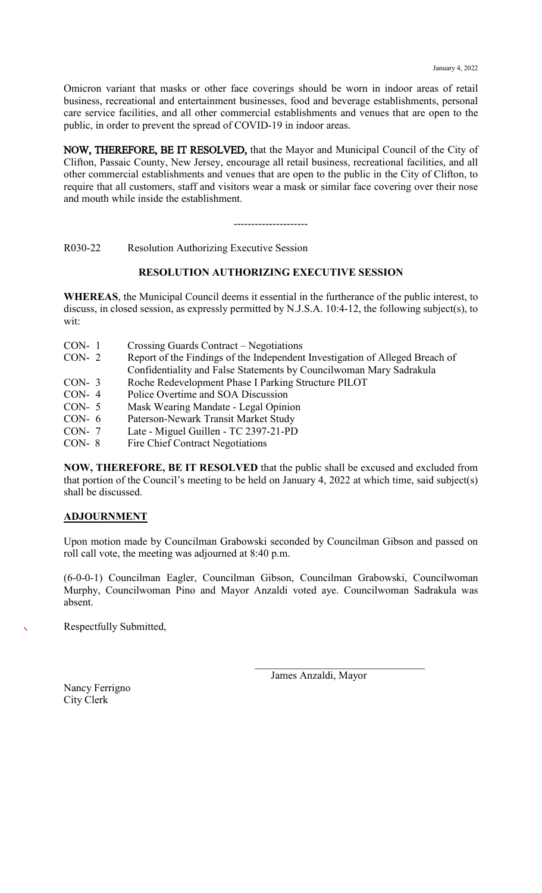Omicron variant that masks or other face coverings should be worn in indoor areas of retail business, recreational and entertainment businesses, food and beverage establishments, personal care service facilities, and all other commercial establishments and venues that are open to the public, in order to prevent the spread of COVID-19 in indoor areas.

**NOW, THEREFORE, BE IT RESOLVED,** that the Mayor and Municipal Council of the City of Clifton, Passaic County, New Jersey, encourage all retail business, recreational facilities, and all other commercial establishments and venues that are open to the public in the City of Clifton, to require that all customers, staff and visitors wear a mask or similar face covering over their nose and mouth while inside the establishment.

---------------------

R030-22 Resolution Authorizing Executive Session

**RESOLUTION AUTHORIZING EXECUTIVE SESSION**

**WHEREAS**, the Municipal Council deems it essential in the furtherance of the public interest, to discuss, in closed session, as expressly permitted by N.J.S.A. 10:4-12, the following subject(s), to wit:

CON- 1 Crossing Guards Contract – Negotiations
CON- 2 Report of the Findings of the Independent Investigation of Alleged Breach of Confidentiality and False Statements by Councilwoman Mary Sadrakula
CON- 3 Roche Redevelopment Phase I Parking Structure PILOT
CON- 4 Police Overtime and SOA Discussion
CON- 5 Mask Wearing Mandate - Legal Opinion
CON- 6 Paterson-Newark Transit Market Study
CON- 7 Late - Miguel Guillen - TC 2397-21-PD
CON- 8 Fire Chief Contract Negotiations

**NOW, THEREFORE, BE IT RESOLVED** that the public shall be excused and excluded from that portion of the Council's meeting to be held on January 4, 2022 at which time, said subject(s) shall be discussed.

**ADJOURNMENT**

Upon motion made by Councilman Grabowski seconded by Councilman Gibson and passed on roll call vote, the meeting was adjourned at 8:40 p.m.

(6-0-0-1) Councilman Eagler, Councilman Gibson, Councilman Grabowski, Councilwoman Murphy, Councilwoman Pino and Mayor Anzaldi voted aye. Councilwoman Sadrakula was absent.

Respectfully Submitted,

\_\_\_\_\_\_\_\_\_\_\_\_\_\_\_\_\_\_\_\_\_\_\_\_\_\_\_\_\_\_\_\_
James Anzaldi, Mayor

Nancy Ferrigno
City Clerk